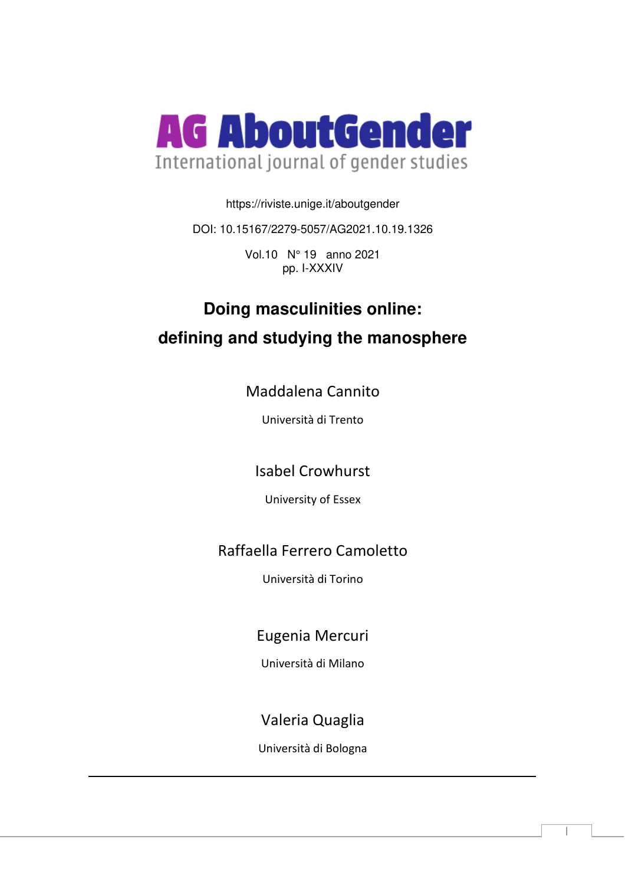# AG AboutGender

International journal of gender studies

https://riviste.unige.it/aboutgender

DOI: 10.15167/2279-5057/AG2021.10.19.1326

Vol.10 N° 19 anno 2021
pp. I-XXXIV

# Doing masculinities online: defining and studying the manosphere

Maddalena Cannito

Università di Trento

Isabel Crowhurst

University of Essex

Raffaella Ferrero Camoletto

Università di Torino

Eugenia Mercuri

Università di Milano

Valeria Quaglia

Università di Bologna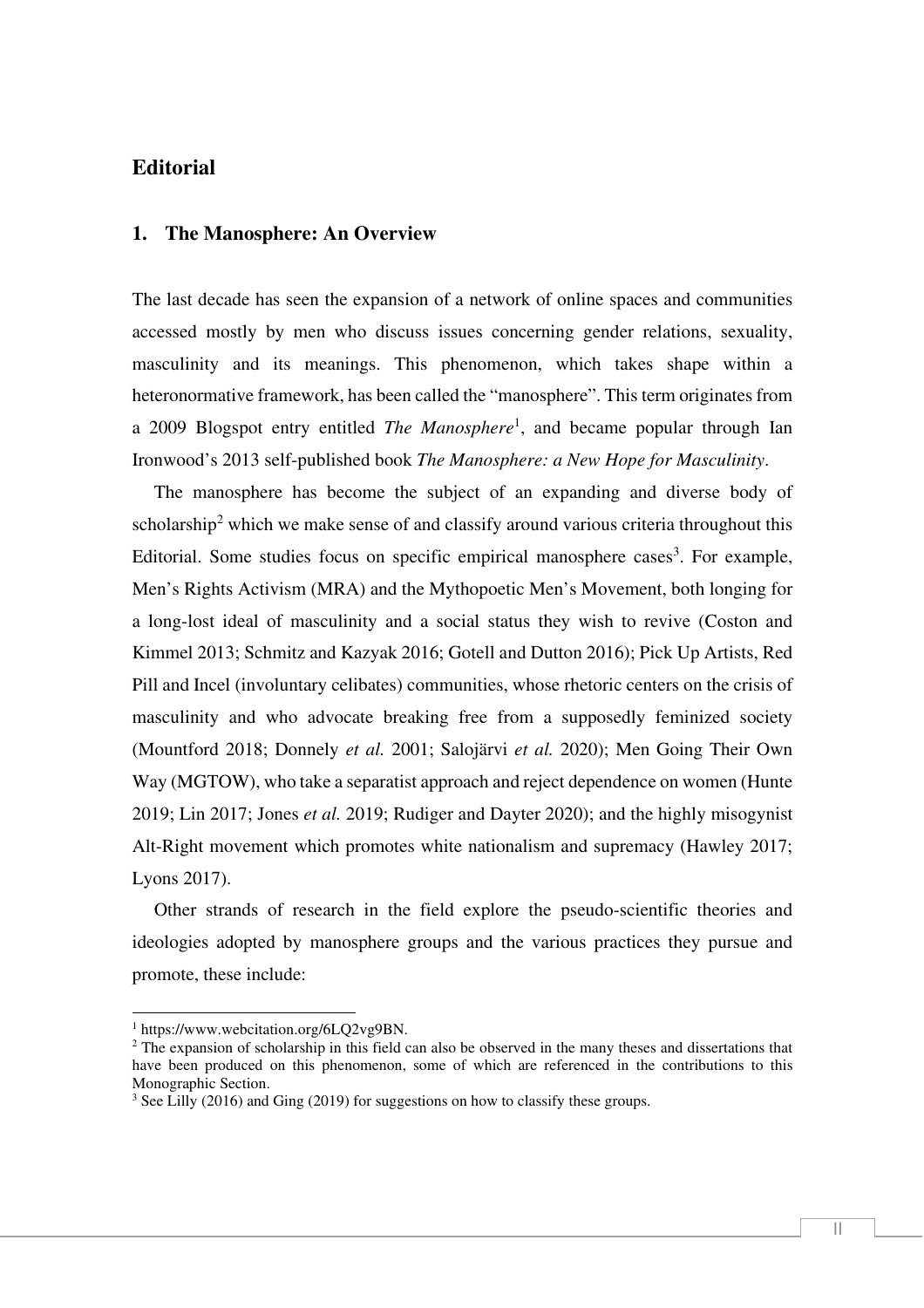## Editorial

### 1. The Manosphere: An Overview

The last decade has seen the expansion of a network of online spaces and communities accessed mostly by men who discuss issues concerning gender relations, sexuality, masculinity and its meanings. This phenomenon, which takes shape within a heteronormative framework, has been called the "manosphere". This term originates from a 2009 Blogspot entry entitled *The Manosphere*[1], and became popular through Ian Ironwood's 2013 self-published book *The Manosphere: a New Hope for Masculinity*.

The manosphere has become the subject of an expanding and diverse body of scholarship[2] which we make sense of and classify around various criteria throughout this Editorial. Some studies focus on specific empirical manosphere cases[3]. For example, Men's Rights Activism (MRA) and the Mythopoetic Men's Movement, both longing for a long-lost ideal of masculinity and a social status they wish to revive (Coston and Kimmel 2013; Schmitz and Kazyak 2016; Gotell and Dutton 2016); Pick Up Artists, Red Pill and Incel (involuntary celibates) communities, whose rhetoric centers on the crisis of masculinity and who advocate breaking free from a supposedly feminized society (Mountford 2018; Donnely *et al.* 2001; Salojärvi *et al.* 2020); Men Going Their Own Way (MGTOW), who take a separatist approach and reject dependence on women (Hunte 2019; Lin 2017; Jones *et al.* 2019; Rudiger and Dayter 2020); and the highly misogynist Alt-Right movement which promotes white nationalism and supremacy (Hawley 2017; Lyons 2017).

Other strands of research in the field explore the pseudo-scientific theories and ideologies adopted by manosphere groups and the various practices they pursue and promote, these include:

---

[1] https://www.webcitation.org/6LQ2vg9BN.

[2] The expansion of scholarship in this field can also be observed in the many theses and dissertations that have been produced on this phenomenon, some of which are referenced in the contributions to this Monographic Section.

[3] See Lilly (2016) and Ging (2019) for suggestions on how to classify these groups.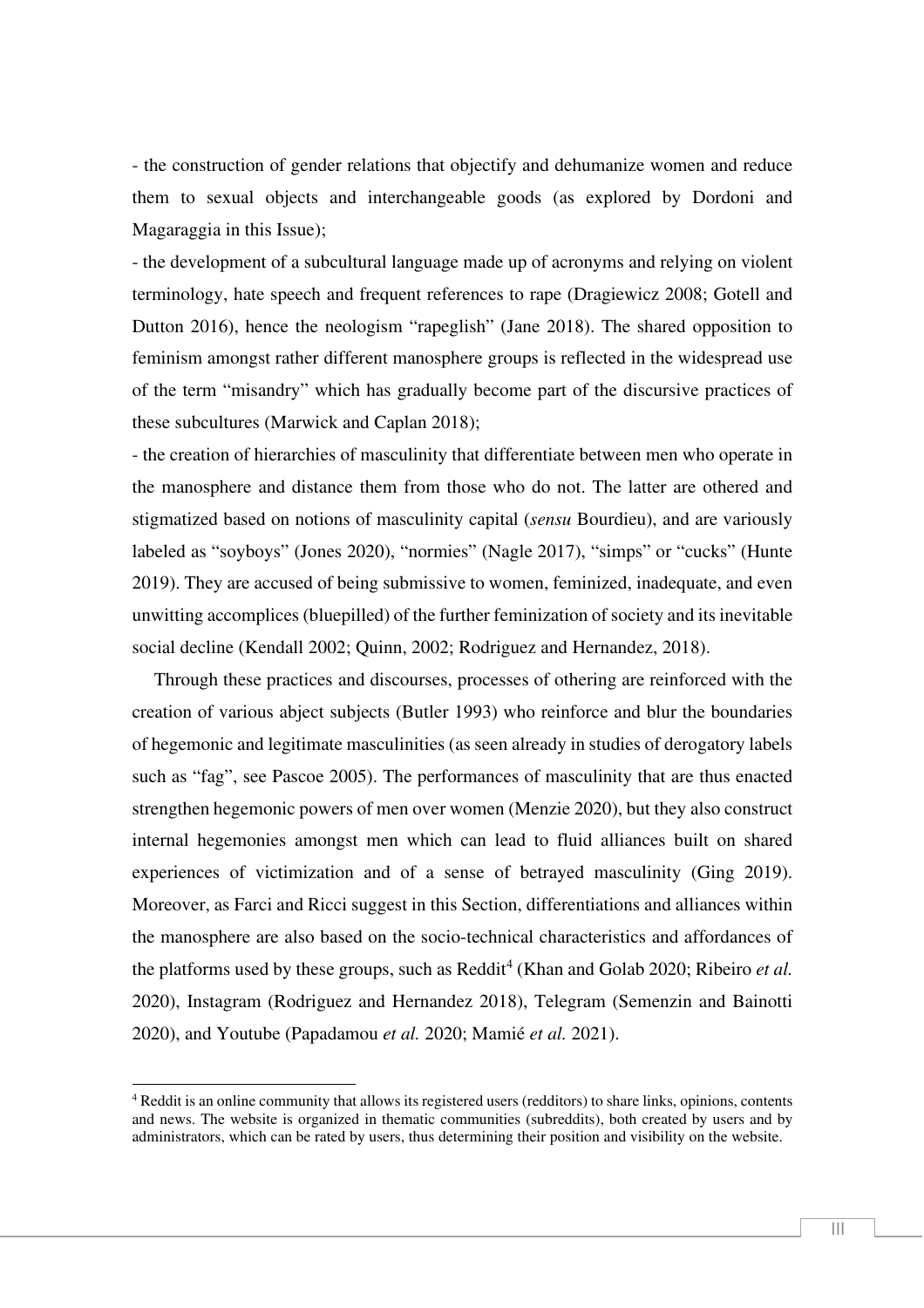- the construction of gender relations that objectify and dehumanize women and reduce them to sexual objects and interchangeable goods (as explored by Dordoni and Magaraggia in this Issue);

- the development of a subcultural language made up of acronyms and relying on violent terminology, hate speech and frequent references to rape (Dragiewicz 2008; Gotell and Dutton 2016), hence the neologism "rapeglish" (Jane 2018). The shared opposition to feminism amongst rather different manosphere groups is reflected in the widespread use of the term "misandry" which has gradually become part of the discursive practices of these subcultures (Marwick and Caplan 2018);

- the creation of hierarchies of masculinity that differentiate between men who operate in the manosphere and distance them from those who do not. The latter are othered and stigmatized based on notions of masculinity capital (*sensu* Bourdieu), and are variously labeled as "soyboys" (Jones 2020), "normies" (Nagle 2017), "simps" or "cucks" (Hunte 2019). They are accused of being submissive to women, feminized, inadequate, and even unwitting accomplices (bluepilled) of the further feminization of society and its inevitable social decline (Kendall 2002; Quinn, 2002; Rodriguez and Hernandez, 2018).

Through these practices and discourses, processes of othering are reinforced with the creation of various abject subjects (Butler 1993) who reinforce and blur the boundaries of hegemonic and legitimate masculinities (as seen already in studies of derogatory labels such as "fag", see Pascoe 2005). The performances of masculinity that are thus enacted strengthen hegemonic powers of men over women (Menzie 2020), but they also construct internal hegemonies amongst men which can lead to fluid alliances built on shared experiences of victimization and of a sense of betrayed masculinity (Ging 2019). Moreover, as Farci and Ricci suggest in this Section, differentiations and alliances within the manosphere are also based on the socio-technical characteristics and affordances of the platforms used by these groups, such as Reddit[4] (Khan and Golab 2020; Ribeiro *et al.* 2020), Instagram (Rodriguez and Hernandez 2018), Telegram (Semenzin and Bainotti 2020), and Youtube (Papadamou *et al.* 2020; Mamié *et al.* 2021).

[4] Reddit is an online community that allows its registered users (redditors) to share links, opinions, contents and news. The website is organized in thematic communities (subreddits), both created by users and by administrators, which can be rated by users, thus determining their position and visibility on the website.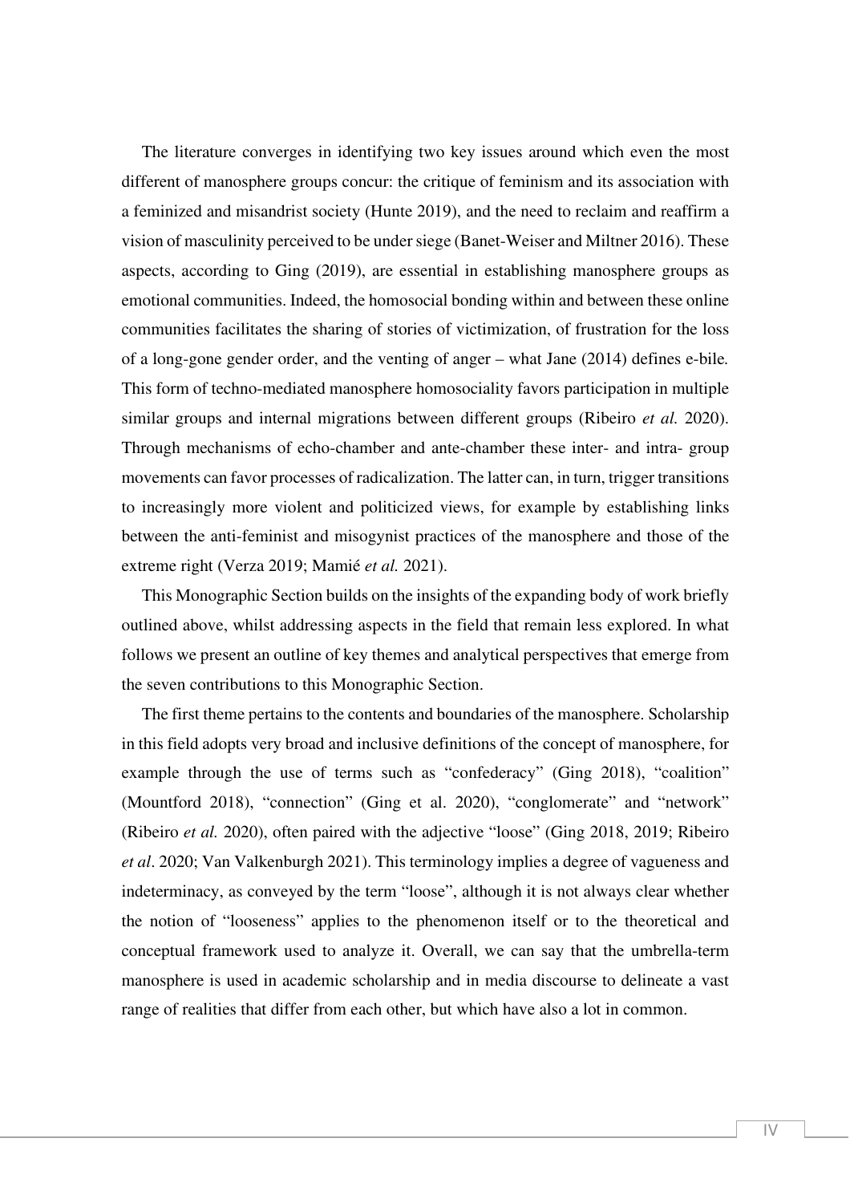The literature converges in identifying two key issues around which even the most different of manosphere groups concur: the critique of feminism and its association with a feminized and misandrist society (Hunte 2019), and the need to reclaim and reaffirm a vision of masculinity perceived to be under siege (Banet-Weiser and Miltner 2016). These aspects, according to Ging (2019), are essential in establishing manosphere groups as emotional communities. Indeed, the homosocial bonding within and between these online communities facilitates the sharing of stories of victimization, of frustration for the loss of a long-gone gender order, and the venting of anger – what Jane (2014) defines e-bile. This form of techno-mediated manosphere homosociality favors participation in multiple similar groups and internal migrations between different groups (Ribeiro *et al.* 2020). Through mechanisms of echo-chamber and ante-chamber these inter- and intra- group movements can favor processes of radicalization. The latter can, in turn, trigger transitions to increasingly more violent and politicized views, for example by establishing links between the anti-feminist and misogynist practices of the manosphere and those of the extreme right (Verza 2019; Mamié *et al.* 2021).

This Monographic Section builds on the insights of the expanding body of work briefly outlined above, whilst addressing aspects in the field that remain less explored. In what follows we present an outline of key themes and analytical perspectives that emerge from the seven contributions to this Monographic Section.

The first theme pertains to the contents and boundaries of the manosphere. Scholarship in this field adopts very broad and inclusive definitions of the concept of manosphere, for example through the use of terms such as "confederacy" (Ging 2018), "coalition" (Mountford 2018), "connection" (Ging et al. 2020), "conglomerate" and "network" (Ribeiro *et al.* 2020), often paired with the adjective "loose" (Ging 2018, 2019; Ribeiro *et al*. 2020; Van Valkenburgh 2021). This terminology implies a degree of vagueness and indeterminacy, as conveyed by the term "loose", although it is not always clear whether the notion of "looseness" applies to the phenomenon itself or to the theoretical and conceptual framework used to analyze it. Overall, we can say that the umbrella-term manosphere is used in academic scholarship and in media discourse to delineate a vast range of realities that differ from each other, but which have also a lot in common.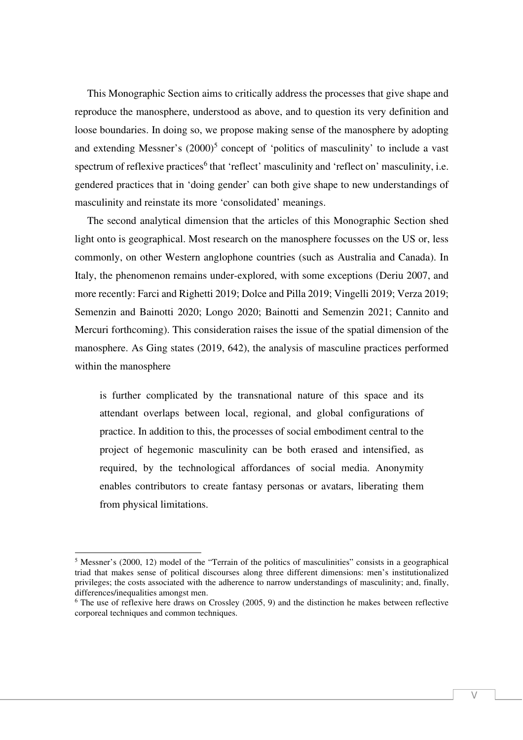This Monographic Section aims to critically address the processes that give shape and reproduce the manosphere, understood as above, and to question its very definition and loose boundaries. In doing so, we propose making sense of the manosphere by adopting and extending Messner's (2000)[5] concept of 'politics of masculinity' to include a vast spectrum of reflexive practices[6] that 'reflect' masculinity and 'reflect on' masculinity, i.e. gendered practices that in 'doing gender' can both give shape to new understandings of masculinity and reinstate its more 'consolidated' meanings.

The second analytical dimension that the articles of this Monographic Section shed light onto is geographical. Most research on the manosphere focusses on the US or, less commonly, on other Western anglophone countries (such as Australia and Canada). In Italy, the phenomenon remains under-explored, with some exceptions (Deriu 2007, and more recently: Farci and Righetti 2019; Dolce and Pilla 2019; Vingelli 2019; Verza 2019; Semenzin and Bainotti 2020; Longo 2020; Bainotti and Semenzin 2021; Cannito and Mercuri forthcoming). This consideration raises the issue of the spatial dimension of the manosphere. As Ging states (2019, 642), the analysis of masculine practices performed within the manosphere

> is further complicated by the transnational nature of this space and its attendant overlaps between local, regional, and global configurations of practice. In addition to this, the processes of social embodiment central to the project of hegemonic masculinity can be both erased and intensified, as required, by the technological affordances of social media. Anonymity enables contributors to create fantasy personas or avatars, liberating them from physical limitations.

---

[5] Messner's (2000, 12) model of the "Terrain of the politics of masculinities" consists in a geographical triad that makes sense of political discourses along three different dimensions: men's institutionalized privileges; the costs associated with the adherence to narrow understandings of masculinity; and, finally, differences/inequalities amongst men.

[6] The use of reflexive here draws on Crossley (2005, 9) and the distinction he makes between reflective corporeal techniques and common techniques.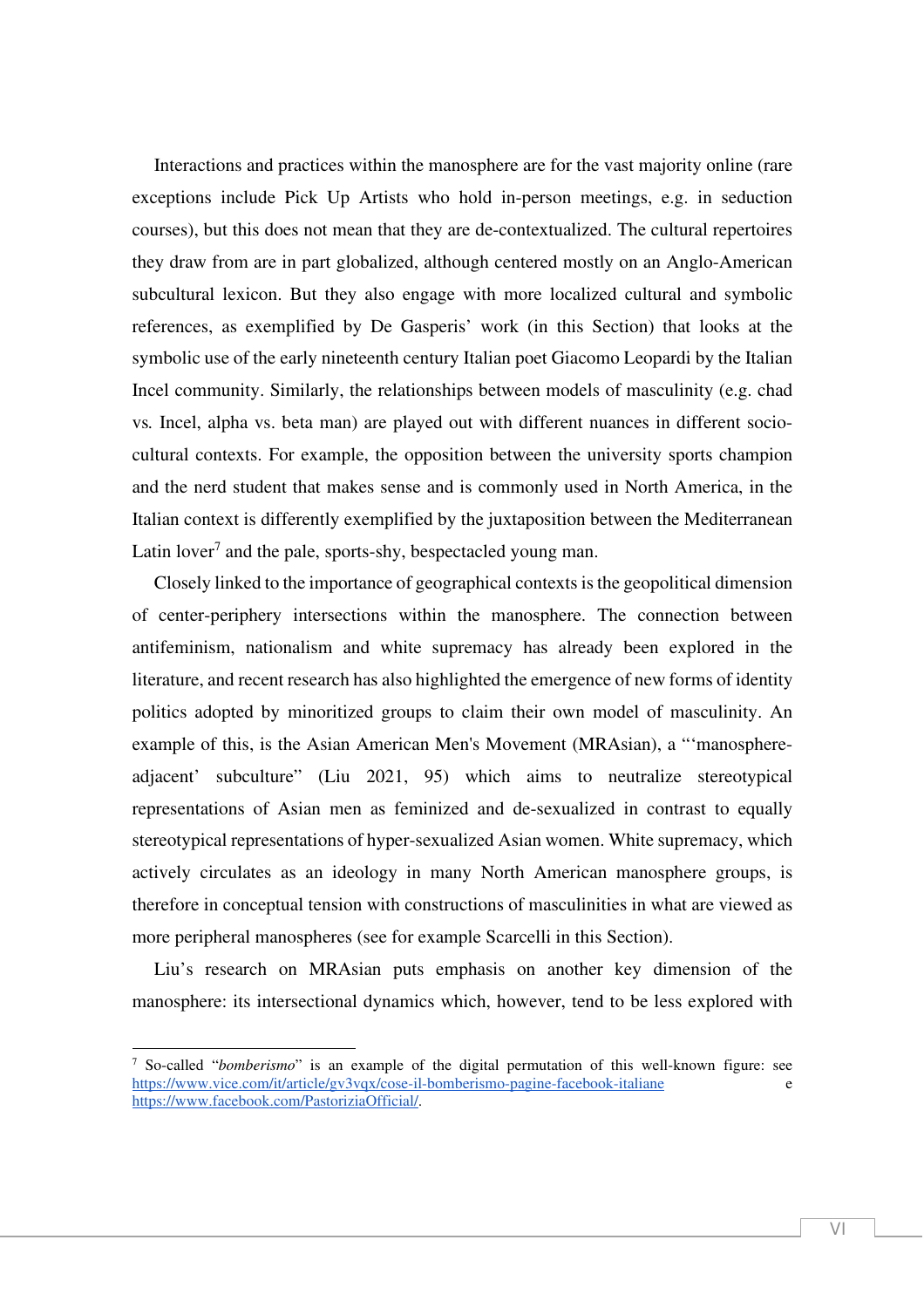Interactions and practices within the manosphere are for the vast majority online (rare exceptions include Pick Up Artists who hold in-person meetings, e.g. in seduction courses), but this does not mean that they are de-contextualized. The cultural repertoires they draw from are in part globalized, although centered mostly on an Anglo-American subcultural lexicon. But they also engage with more localized cultural and symbolic references, as exemplified by De Gasperis' work (in this Section) that looks at the symbolic use of the early nineteenth century Italian poet Giacomo Leopardi by the Italian Incel community. Similarly, the relationships between models of masculinity (e.g. chad vs. Incel, alpha vs. beta man) are played out with different nuances in different socio-cultural contexts. For example, the opposition between the university sports champion and the nerd student that makes sense and is commonly used in North America, in the Italian context is differently exemplified by the juxtaposition between the Mediterranean Latin lover[7] and the pale, sports-shy, bespectacled young man.

Closely linked to the importance of geographical contexts is the geopolitical dimension of center-periphery intersections within the manosphere. The connection between antifeminism, nationalism and white supremacy has already been explored in the literature, and recent research has also highlighted the emergence of new forms of identity politics adopted by minoritized groups to claim their own model of masculinity. An example of this, is the Asian American Men's Movement (MRAsian), a "'manosphere-adjacent' subculture" (Liu 2021, 95) which aims to neutralize stereotypical representations of Asian men as feminized and de-sexualized in contrast to equally stereotypical representations of hyper-sexualized Asian women. White supremacy, which actively circulates as an ideology in many North American manosphere groups, is therefore in conceptual tension with constructions of masculinities in what are viewed as more peripheral manospheres (see for example Scarcelli in this Section).

Liu's research on MRAsian puts emphasis on another key dimension of the manosphere: its intersectional dynamics which, however, tend to be less explored with

---

[7] So-called "*bomberismo*" is an example of the digital permutation of this well-known figure: see https://www.vice.com/it/article/gv3vqx/cose-il-bomberismo-pagine-facebook-italiane e https://www.facebook.com/PastoriziaOfficial/.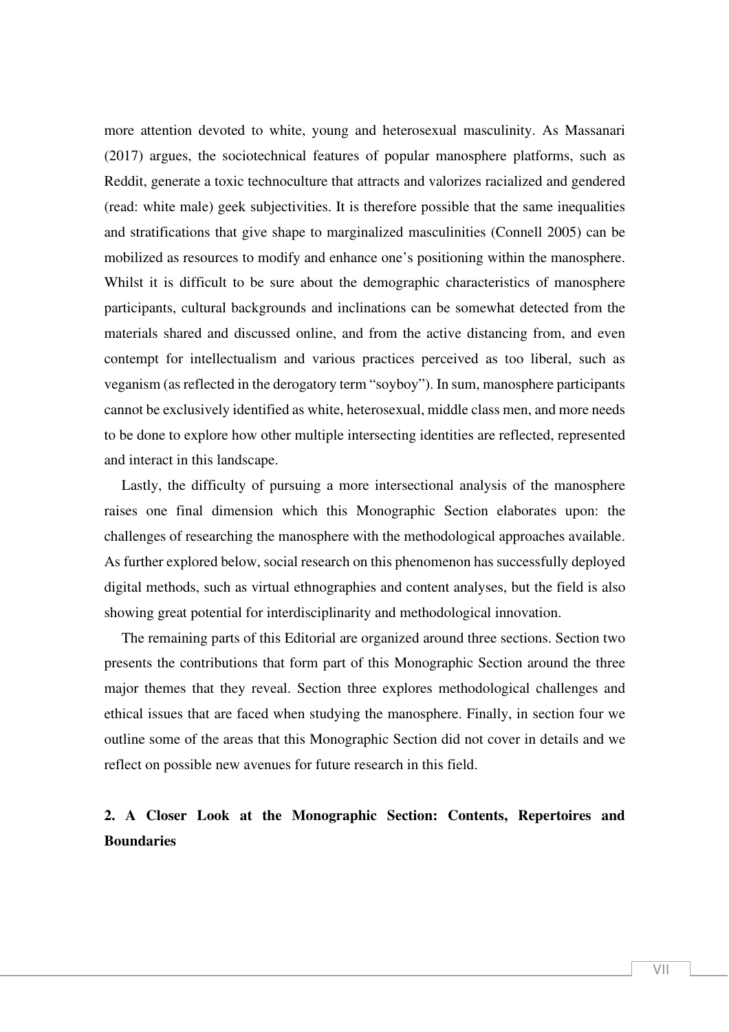more attention devoted to white, young and heterosexual masculinity. As Massanari (2017) argues, the sociotechnical features of popular manosphere platforms, such as Reddit, generate a toxic technoculture that attracts and valorizes racialized and gendered (read: white male) geek subjectivities. It is therefore possible that the same inequalities and stratifications that give shape to marginalized masculinities (Connell 2005) can be mobilized as resources to modify and enhance one's positioning within the manosphere. Whilst it is difficult to be sure about the demographic characteristics of manosphere participants, cultural backgrounds and inclinations can be somewhat detected from the materials shared and discussed online, and from the active distancing from, and even contempt for intellectualism and various practices perceived as too liberal, such as veganism (as reflected in the derogatory term "soyboy"). In sum, manosphere participants cannot be exclusively identified as white, heterosexual, middle class men, and more needs to be done to explore how other multiple intersecting identities are reflected, represented and interact in this landscape.

Lastly, the difficulty of pursuing a more intersectional analysis of the manosphere raises one final dimension which this Monographic Section elaborates upon: the challenges of researching the manosphere with the methodological approaches available. As further explored below, social research on this phenomenon has successfully deployed digital methods, such as virtual ethnographies and content analyses, but the field is also showing great potential for interdisciplinarity and methodological innovation.

The remaining parts of this Editorial are organized around three sections. Section two presents the contributions that form part of this Monographic Section around the three major themes that they reveal. Section three explores methodological challenges and ethical issues that are faced when studying the manosphere. Finally, in section four we outline some of the areas that this Monographic Section did not cover in details and we reflect on possible new avenues for future research in this field.

## 2. A Closer Look at the Monographic Section: Contents, Repertoires and Boundaries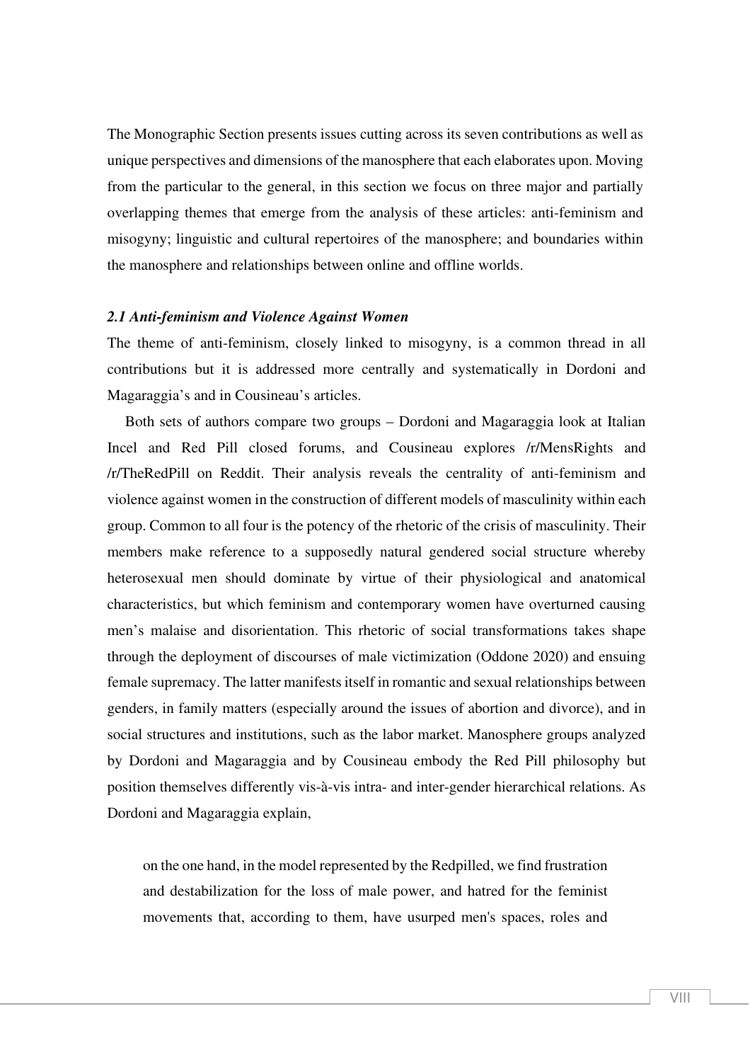The Monographic Section presents issues cutting across its seven contributions as well as unique perspectives and dimensions of the manosphere that each elaborates upon. Moving from the particular to the general, in this section we focus on three major and partially overlapping themes that emerge from the analysis of these articles: anti-feminism and misogyny; linguistic and cultural repertoires of the manosphere; and boundaries within the manosphere and relationships between online and offline worlds.

### *2.1 Anti-feminism and Violence Against Women*

The theme of anti-feminism, closely linked to misogyny, is a common thread in all contributions but it is addressed more centrally and systematically in Dordoni and Magaraggia's and in Cousineau's articles.

Both sets of authors compare two groups – Dordoni and Magaraggia look at Italian Incel and Red Pill closed forums, and Cousineau explores /r/MensRights and /r/TheRedPill on Reddit. Their analysis reveals the centrality of anti-feminism and violence against women in the construction of different models of masculinity within each group. Common to all four is the potency of the rhetoric of the crisis of masculinity. Their members make reference to a supposedly natural gendered social structure whereby heterosexual men should dominate by virtue of their physiological and anatomical characteristics, but which feminism and contemporary women have overturned causing men's malaise and disorientation. This rhetoric of social transformations takes shape through the deployment of discourses of male victimization (Oddone 2020) and ensuing female supremacy. The latter manifests itself in romantic and sexual relationships between genders, in family matters (especially around the issues of abortion and divorce), and in social structures and institutions, such as the labor market. Manosphere groups analyzed by Dordoni and Magaraggia and by Cousineau embody the Red Pill philosophy but position themselves differently vis-à-vis intra- and inter-gender hierarchical relations. As Dordoni and Magaraggia explain,

> on the one hand, in the model represented by the Redpilled, we find frustration and destabilization for the loss of male power, and hatred for the feminist movements that, according to them, have usurped men's spaces, roles and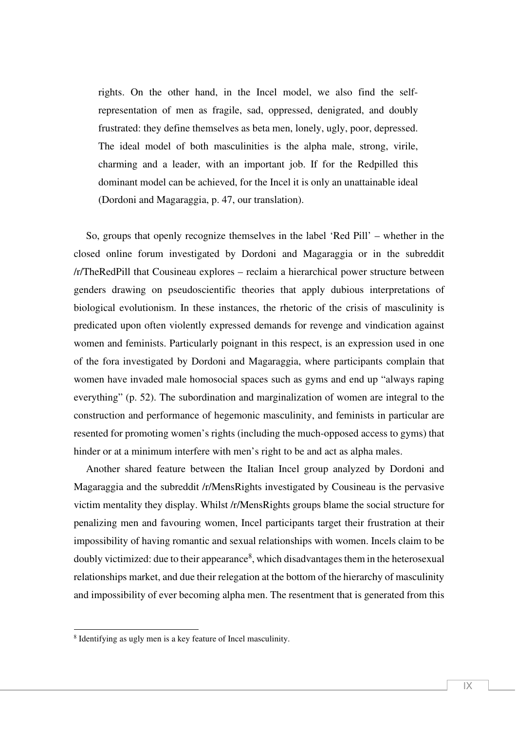> rights. On the other hand, in the Incel model, we also find the self-representation of men as fragile, sad, oppressed, denigrated, and doubly frustrated: they define themselves as beta men, lonely, ugly, poor, depressed. The ideal model of both masculinities is the alpha male, strong, virile, charming and a leader, with an important job. If for the Redpilled this dominant model can be achieved, for the Incel it is only an unattainable ideal (Dordoni and Magaraggia, p. 47, our translation).

So, groups that openly recognize themselves in the label 'Red Pill' – whether in the closed online forum investigated by Dordoni and Magaraggia or in the subreddit /r/TheRedPill that Cousineau explores – reclaim a hierarchical power structure between genders drawing on pseudoscientific theories that apply dubious interpretations of biological evolutionism. In these instances, the rhetoric of the crisis of masculinity is predicated upon often violently expressed demands for revenge and vindication against women and feminists. Particularly poignant in this respect, is an expression used in one of the fora investigated by Dordoni and Magaraggia, where participants complain that women have invaded male homosocial spaces such as gyms and end up "always raping everything" (p. 52). The subordination and marginalization of women are integral to the construction and performance of hegemonic masculinity, and feminists in particular are resented for promoting women's rights (including the much-opposed access to gyms) that hinder or at a minimum interfere with men's right to be and act as alpha males.

Another shared feature between the Italian Incel group analyzed by Dordoni and Magaraggia and the subreddit /r/MensRights investigated by Cousineau is the pervasive victim mentality they display. Whilst /r/MensRights groups blame the social structure for penalizing men and favouring women, Incel participants target their frustration at their impossibility of having romantic and sexual relationships with women. Incels claim to be doubly victimized: due to their appearance[8], which disadvantages them in the heterosexual relationships market, and due their relegation at the bottom of the hierarchy of masculinity and impossibility of ever becoming alpha men. The resentment that is generated from this

[8] Identifying as ugly men is a key feature of Incel masculinity.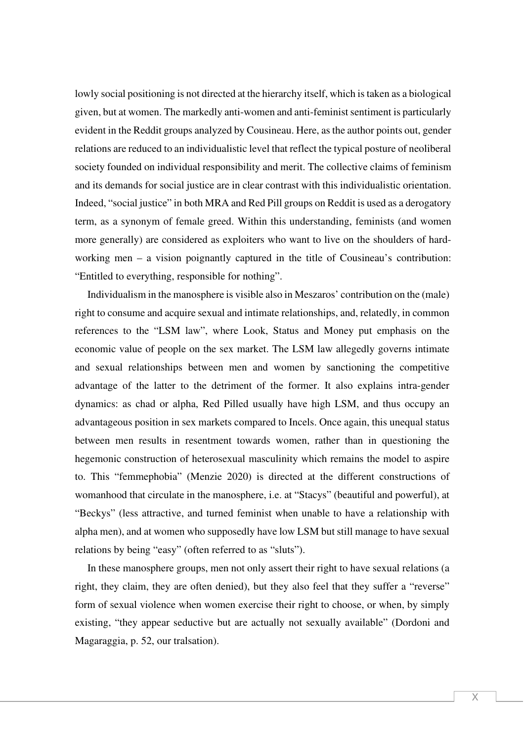lowly social positioning is not directed at the hierarchy itself, which is taken as a biological given, but at women. The markedly anti-women and anti-feminist sentiment is particularly evident in the Reddit groups analyzed by Cousineau. Here, as the author points out, gender relations are reduced to an individualistic level that reflect the typical posture of neoliberal society founded on individual responsibility and merit. The collective claims of feminism and its demands for social justice are in clear contrast with this individualistic orientation. Indeed, "social justice" in both MRA and Red Pill groups on Reddit is used as a derogatory term, as a synonym of female greed. Within this understanding, feminists (and women more generally) are considered as exploiters who want to live on the shoulders of hard-working men – a vision poignantly captured in the title of Cousineau's contribution: "Entitled to everything, responsible for nothing".

Individualism in the manosphere is visible also in Meszaros' contribution on the (male) right to consume and acquire sexual and intimate relationships, and, relatedly, in common references to the "LSM law", where Look, Status and Money put emphasis on the economic value of people on the sex market. The LSM law allegedly governs intimate and sexual relationships between men and women by sanctioning the competitive advantage of the latter to the detriment of the former. It also explains intra-gender dynamics: as chad or alpha, Red Pilled usually have high LSM, and thus occupy an advantageous position in sex markets compared to Incels. Once again, this unequal status between men results in resentment towards women, rather than in questioning the hegemonic construction of heterosexual masculinity which remains the model to aspire to. This "femmephobia" (Menzie 2020) is directed at the different constructions of womanhood that circulate in the manosphere, i.e. at "Stacys" (beautiful and powerful), at "Beckys" (less attractive, and turned feminist when unable to have a relationship with alpha men), and at women who supposedly have low LSM but still manage to have sexual relations by being "easy" (often referred to as "sluts").

In these manosphere groups, men not only assert their right to have sexual relations (a right, they claim, they are often denied), but they also feel that they suffer a "reverse" form of sexual violence when women exercise their right to choose, or when, by simply existing, "they appear seductive but are actually not sexually available" (Dordoni and Magaraggia, p. 52, our tralsation).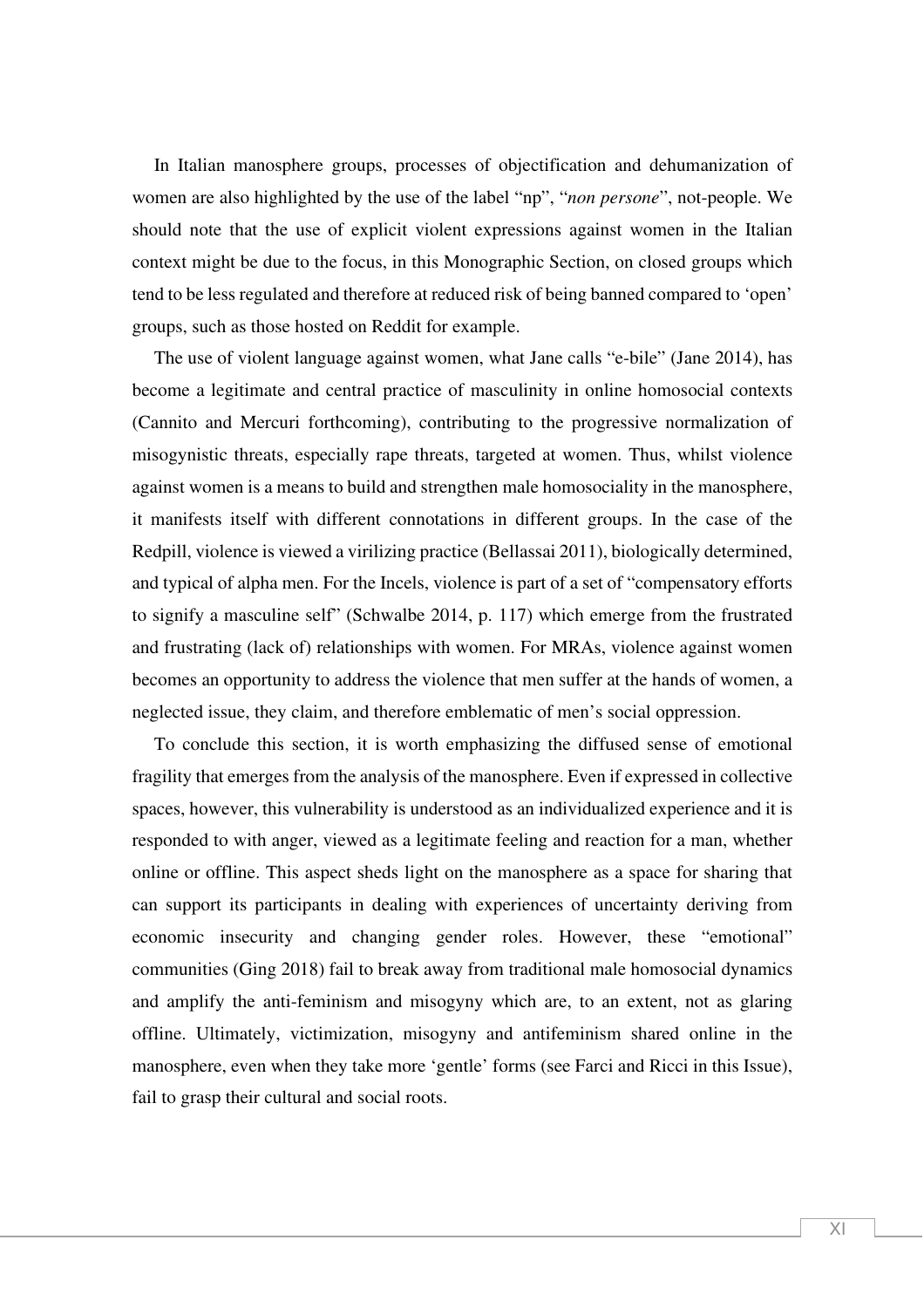In Italian manosphere groups, processes of objectification and dehumanization of women are also highlighted by the use of the label "np", "*non persone*", not-people. We should note that the use of explicit violent expressions against women in the Italian context might be due to the focus, in this Monographic Section, on closed groups which tend to be less regulated and therefore at reduced risk of being banned compared to 'open' groups, such as those hosted on Reddit for example.

The use of violent language against women, what Jane calls "e-bile" (Jane 2014), has become a legitimate and central practice of masculinity in online homosocial contexts (Cannito and Mercuri forthcoming), contributing to the progressive normalization of misogynistic threats, especially rape threats, targeted at women. Thus, whilst violence against women is a means to build and strengthen male homosociality in the manosphere, it manifests itself with different connotations in different groups. In the case of the Redpill, violence is viewed a virilizing practice (Bellassai 2011), biologically determined, and typical of alpha men. For the Incels, violence is part of a set of "compensatory efforts to signify a masculine self" (Schwalbe 2014, p. 117) which emerge from the frustrated and frustrating (lack of) relationships with women. For MRAs, violence against women becomes an opportunity to address the violence that men suffer at the hands of women, a neglected issue, they claim, and therefore emblematic of men's social oppression.

To conclude this section, it is worth emphasizing the diffused sense of emotional fragility that emerges from the analysis of the manosphere. Even if expressed in collective spaces, however, this vulnerability is understood as an individualized experience and it is responded to with anger, viewed as a legitimate feeling and reaction for a man, whether online or offline. This aspect sheds light on the manosphere as a space for sharing that can support its participants in dealing with experiences of uncertainty deriving from economic insecurity and changing gender roles. However, these "emotional" communities (Ging 2018) fail to break away from traditional male homosocial dynamics and amplify the anti-feminism and misogyny which are, to an extent, not as glaring offline. Ultimately, victimization, misogyny and antifeminism shared online in the manosphere, even when they take more 'gentle' forms (see Farci and Ricci in this Issue), fail to grasp their cultural and social roots.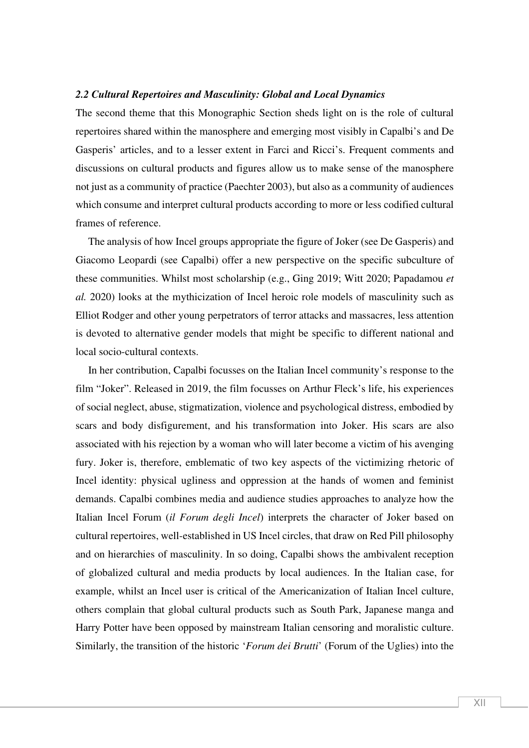### *2.2 Cultural Repertoires and Masculinity: Global and Local Dynamics*

The second theme that this Monographic Section sheds light on is the role of cultural repertoires shared within the manosphere and emerging most visibly in Capalbi's and De Gasperis' articles, and to a lesser extent in Farci and Ricci's. Frequent comments and discussions on cultural products and figures allow us to make sense of the manosphere not just as a community of practice (Paechter 2003), but also as a community of audiences which consume and interpret cultural products according to more or less codified cultural frames of reference.

The analysis of how Incel groups appropriate the figure of Joker (see De Gasperis) and Giacomo Leopardi (see Capalbi) offer a new perspective on the specific subculture of these communities. Whilst most scholarship (e.g., Ging 2019; Witt 2020; Papadamou *et al.* 2020) looks at the mythicization of Incel heroic role models of masculinity such as Elliot Rodger and other young perpetrators of terror attacks and massacres, less attention is devoted to alternative gender models that might be specific to different national and local socio-cultural contexts.

In her contribution, Capalbi focusses on the Italian Incel community's response to the film "Joker". Released in 2019, the film focusses on Arthur Fleck's life, his experiences of social neglect, abuse, stigmatization, violence and psychological distress, embodied by scars and body disfigurement, and his transformation into Joker. His scars are also associated with his rejection by a woman who will later become a victim of his avenging fury. Joker is, therefore, emblematic of two key aspects of the victimizing rhetoric of Incel identity: physical ugliness and oppression at the hands of women and feminist demands. Capalbi combines media and audience studies approaches to analyze how the Italian Incel Forum (*il Forum degli Incel*) interprets the character of Joker based on cultural repertoires, well-established in US Incel circles, that draw on Red Pill philosophy and on hierarchies of masculinity. In so doing, Capalbi shows the ambivalent reception of globalized cultural and media products by local audiences. In the Italian case, for example, whilst an Incel user is critical of the Americanization of Italian Incel culture, others complain that global cultural products such as South Park, Japanese manga and Harry Potter have been opposed by mainstream Italian censoring and moralistic culture. Similarly, the transition of the historic '*Forum dei Brutti*' (Forum of the Uglies) into the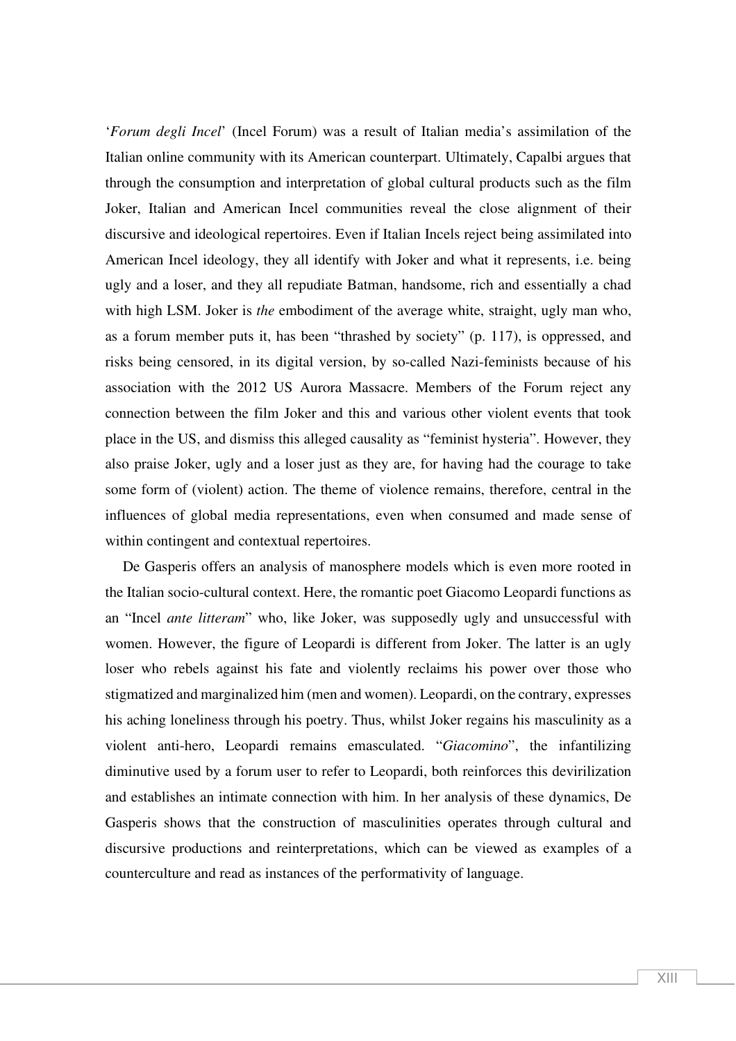'*Forum degli Incel*' (Incel Forum) was a result of Italian media's assimilation of the Italian online community with its American counterpart. Ultimately, Capalbi argues that through the consumption and interpretation of global cultural products such as the film Joker, Italian and American Incel communities reveal the close alignment of their discursive and ideological repertoires. Even if Italian Incels reject being assimilated into American Incel ideology, they all identify with Joker and what it represents, i.e. being ugly and a loser, and they all repudiate Batman, handsome, rich and essentially a chad with high LSM. Joker is *the* embodiment of the average white, straight, ugly man who, as a forum member puts it, has been "thrashed by society" (p. 117), is oppressed, and risks being censored, in its digital version, by so-called Nazi-feminists because of his association with the 2012 US Aurora Massacre. Members of the Forum reject any connection between the film Joker and this and various other violent events that took place in the US, and dismiss this alleged causality as "feminist hysteria". However, they also praise Joker, ugly and a loser just as they are, for having had the courage to take some form of (violent) action. The theme of violence remains, therefore, central in the influences of global media representations, even when consumed and made sense of within contingent and contextual repertoires.

De Gasperis offers an analysis of manosphere models which is even more rooted in the Italian socio-cultural context. Here, the romantic poet Giacomo Leopardi functions as an "Incel *ante litteram*" who, like Joker, was supposedly ugly and unsuccessful with women. However, the figure of Leopardi is different from Joker. The latter is an ugly loser who rebels against his fate and violently reclaims his power over those who stigmatized and marginalized him (men and women). Leopardi, on the contrary, expresses his aching loneliness through his poetry. Thus, whilst Joker regains his masculinity as a violent anti-hero, Leopardi remains emasculated. "*Giacomino*", the infantilizing diminutive used by a forum user to refer to Leopardi, both reinforces this devirilization and establishes an intimate connection with him. In her analysis of these dynamics, De Gasperis shows that the construction of masculinities operates through cultural and discursive productions and reinterpretations, which can be viewed as examples of a counterculture and read as instances of the performativity of language.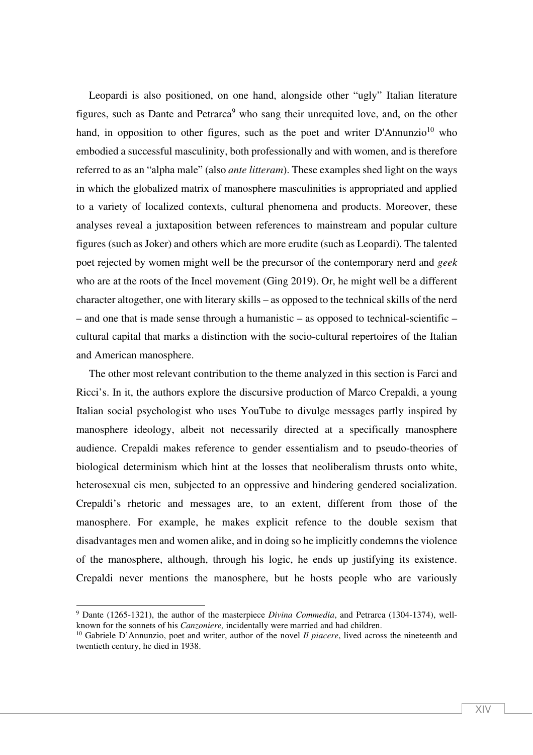Leopardi is also positioned, on one hand, alongside other "ugly" Italian literature figures, such as Dante and Petrarca[9] who sang their unrequited love, and, on the other hand, in opposition to other figures, such as the poet and writer D'Annunzio[10] who embodied a successful masculinity, both professionally and with women, and is therefore referred to as an "alpha male" (also *ante litteram*). These examples shed light on the ways in which the globalized matrix of manosphere masculinities is appropriated and applied to a variety of localized contexts, cultural phenomena and products. Moreover, these analyses reveal a juxtaposition between references to mainstream and popular culture figures (such as Joker) and others which are more erudite (such as Leopardi). The talented poet rejected by women might well be the precursor of the contemporary nerd and *geek* who are at the roots of the Incel movement (Ging 2019). Or, he might well be a different character altogether, one with literary skills – as opposed to the technical skills of the nerd – and one that is made sense through a humanistic – as opposed to technical-scientific – cultural capital that marks a distinction with the socio-cultural repertoires of the Italian and American manosphere.

The other most relevant contribution to the theme analyzed in this section is Farci and Ricci's. In it, the authors explore the discursive production of Marco Crepaldi, a young Italian social psychologist who uses YouTube to divulge messages partly inspired by manosphere ideology, albeit not necessarily directed at a specifically manosphere audience. Crepaldi makes reference to gender essentialism and to pseudo-theories of biological determinism which hint at the losses that neoliberalism thrusts onto white, heterosexual cis men, subjected to an oppressive and hindering gendered socialization. Crepaldi's rhetoric and messages are, to an extent, different from those of the manosphere. For example, he makes explicit refence to the double sexism that disadvantages men and women alike, and in doing so he implicitly condemns the violence of the manosphere, although, through his logic, he ends up justifying its existence. Crepaldi never mentions the manosphere, but he hosts people who are variously

---

[9] Dante (1265-1321), the author of the masterpiece *Divina Commedia*, and Petrarca (1304-1374), well-known for the sonnets of his *Canzoniere,* incidentally were married and had children.

[10] Gabriele D'Annunzio, poet and writer, author of the novel *Il piacere*, lived across the nineteenth and twentieth century, he died in 1938.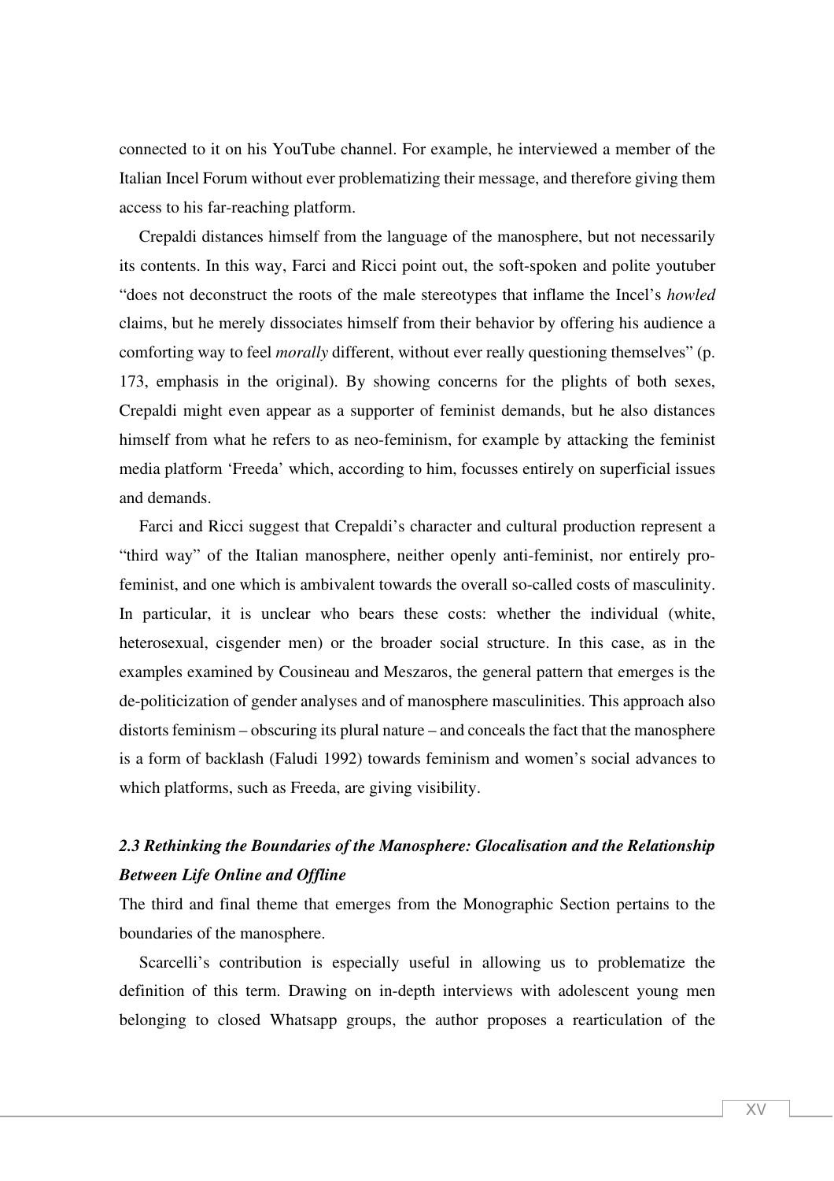connected to it on his YouTube channel. For example, he interviewed a member of the Italian Incel Forum without ever problematizing their message, and therefore giving them access to his far-reaching platform.

Crepaldi distances himself from the language of the manosphere, but not necessarily its contents. In this way, Farci and Ricci point out, the soft-spoken and polite youtuber "does not deconstruct the roots of the male stereotypes that inflame the Incel's *howled* claims, but he merely dissociates himself from their behavior by offering his audience a comforting way to feel *morally* different, without ever really questioning themselves" (p. 173, emphasis in the original). By showing concerns for the plights of both sexes, Crepaldi might even appear as a supporter of feminist demands, but he also distances himself from what he refers to as neo-feminism, for example by attacking the feminist media platform 'Freeda' which, according to him, focusses entirely on superficial issues and demands.

Farci and Ricci suggest that Crepaldi's character and cultural production represent a "third way" of the Italian manosphere, neither openly anti-feminist, nor entirely pro-feminist, and one which is ambivalent towards the overall so-called costs of masculinity. In particular, it is unclear who bears these costs: whether the individual (white, heterosexual, cisgender men) or the broader social structure. In this case, as in the examples examined by Cousineau and Meszaros, the general pattern that emerges is the de-politicization of gender analyses and of manosphere masculinities. This approach also distorts feminism – obscuring its plural nature – and conceals the fact that the manosphere is a form of backlash (Faludi 1992) towards feminism and women's social advances to which platforms, such as Freeda, are giving visibility.

### *2.3 Rethinking the Boundaries of the Manosphere: Glocalisation and the Relationship Between Life Online and Offline*

The third and final theme that emerges from the Monographic Section pertains to the boundaries of the manosphere.

Scarcelli's contribution is especially useful in allowing us to problematize the definition of this term. Drawing on in-depth interviews with adolescent young men belonging to closed Whatsapp groups, the author proposes a rearticulation of the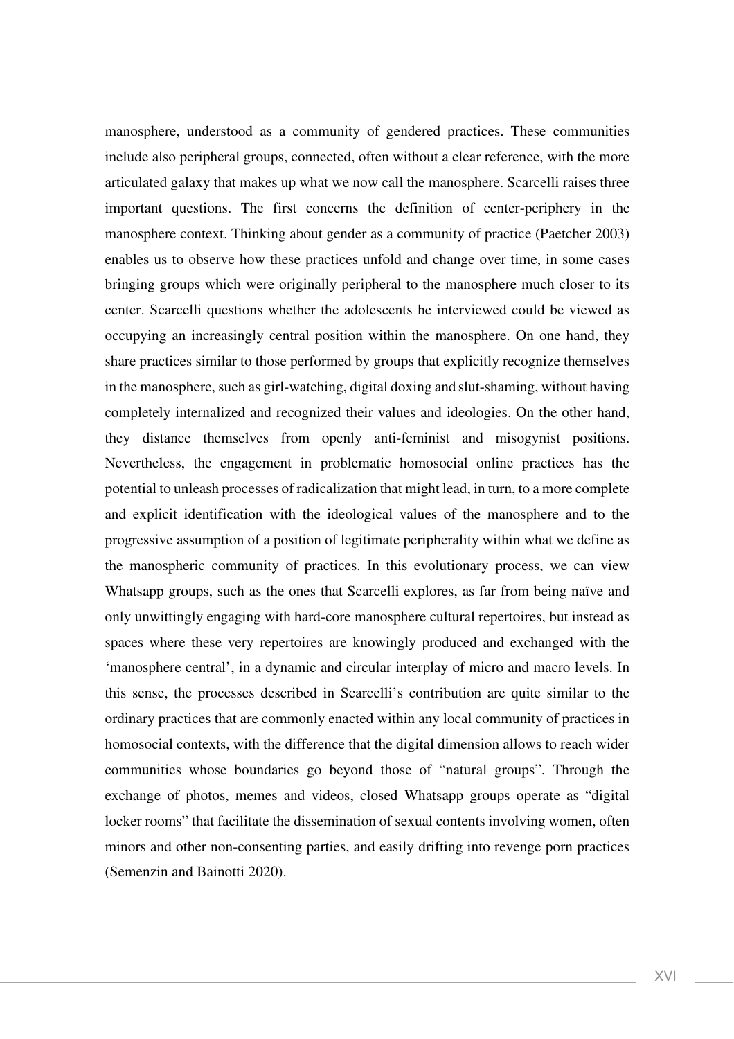manosphere, understood as a community of gendered practices. These communities include also peripheral groups, connected, often without a clear reference, with the more articulated galaxy that makes up what we now call the manosphere. Scarcelli raises three important questions. The first concerns the definition of center-periphery in the manosphere context. Thinking about gender as a community of practice (Paetcher 2003) enables us to observe how these practices unfold and change over time, in some cases bringing groups which were originally peripheral to the manosphere much closer to its center. Scarcelli questions whether the adolescents he interviewed could be viewed as occupying an increasingly central position within the manosphere. On one hand, they share practices similar to those performed by groups that explicitly recognize themselves in the manosphere, such as girl-watching, digital doxing and slut-shaming, without having completely internalized and recognized their values and ideologies. On the other hand, they distance themselves from openly anti-feminist and misogynist positions. Nevertheless, the engagement in problematic homosocial online practices has the potential to unleash processes of radicalization that might lead, in turn, to a more complete and explicit identification with the ideological values of the manosphere and to the progressive assumption of a position of legitimate peripherality within what we define as the manospheric community of practices. In this evolutionary process, we can view Whatsapp groups, such as the ones that Scarcelli explores, as far from being naïve and only unwittingly engaging with hard-core manosphere cultural repertoires, but instead as spaces where these very repertoires are knowingly produced and exchanged with the 'manosphere central', in a dynamic and circular interplay of micro and macro levels. In this sense, the processes described in Scarcelli's contribution are quite similar to the ordinary practices that are commonly enacted within any local community of practices in homosocial contexts, with the difference that the digital dimension allows to reach wider communities whose boundaries go beyond those of "natural groups". Through the exchange of photos, memes and videos, closed Whatsapp groups operate as "digital locker rooms" that facilitate the dissemination of sexual contents involving women, often minors and other non-consenting parties, and easily drifting into revenge porn practices (Semenzin and Bainotti 2020).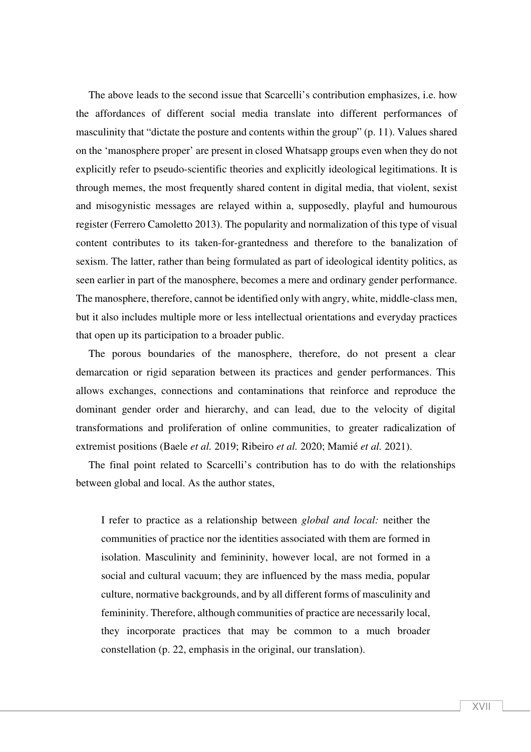The above leads to the second issue that Scarcelli's contribution emphasizes, i.e. how the affordances of different social media translate into different performances of masculinity that "dictate the posture and contents within the group" (p. 11). Values shared on the 'manosphere proper' are present in closed Whatsapp groups even when they do not explicitly refer to pseudo-scientific theories and explicitly ideological legitimations. It is through memes, the most frequently shared content in digital media, that violent, sexist and misogynistic messages are relayed within a, supposedly, playful and humourous register (Ferrero Camoletto 2013). The popularity and normalization of this type of visual content contributes to its taken-for-grantedness and therefore to the banalization of sexism. The latter, rather than being formulated as part of ideological identity politics, as seen earlier in part of the manosphere, becomes a mere and ordinary gender performance. The manosphere, therefore, cannot be identified only with angry, white, middle-class men, but it also includes multiple more or less intellectual orientations and everyday practices that open up its participation to a broader public.

The porous boundaries of the manosphere, therefore, do not present a clear demarcation or rigid separation between its practices and gender performances. This allows exchanges, connections and contaminations that reinforce and reproduce the dominant gender order and hierarchy, and can lead, due to the velocity of digital transformations and proliferation of online communities, to greater radicalization of extremist positions (Baele *et al.* 2019; Ribeiro *et al.* 2020; Mamié *et al.* 2021).

The final point related to Scarcelli's contribution has to do with the relationships between global and local. As the author states,

> I refer to practice as a relationship between *global and local:* neither the communities of practice nor the identities associated with them are formed in isolation. Masculinity and femininity, however local, are not formed in a social and cultural vacuum; they are influenced by the mass media, popular culture, normative backgrounds, and by all different forms of masculinity and femininity. Therefore, although communities of practice are necessarily local, they incorporate practices that may be common to a much broader constellation (p. 22, emphasis in the original, our translation).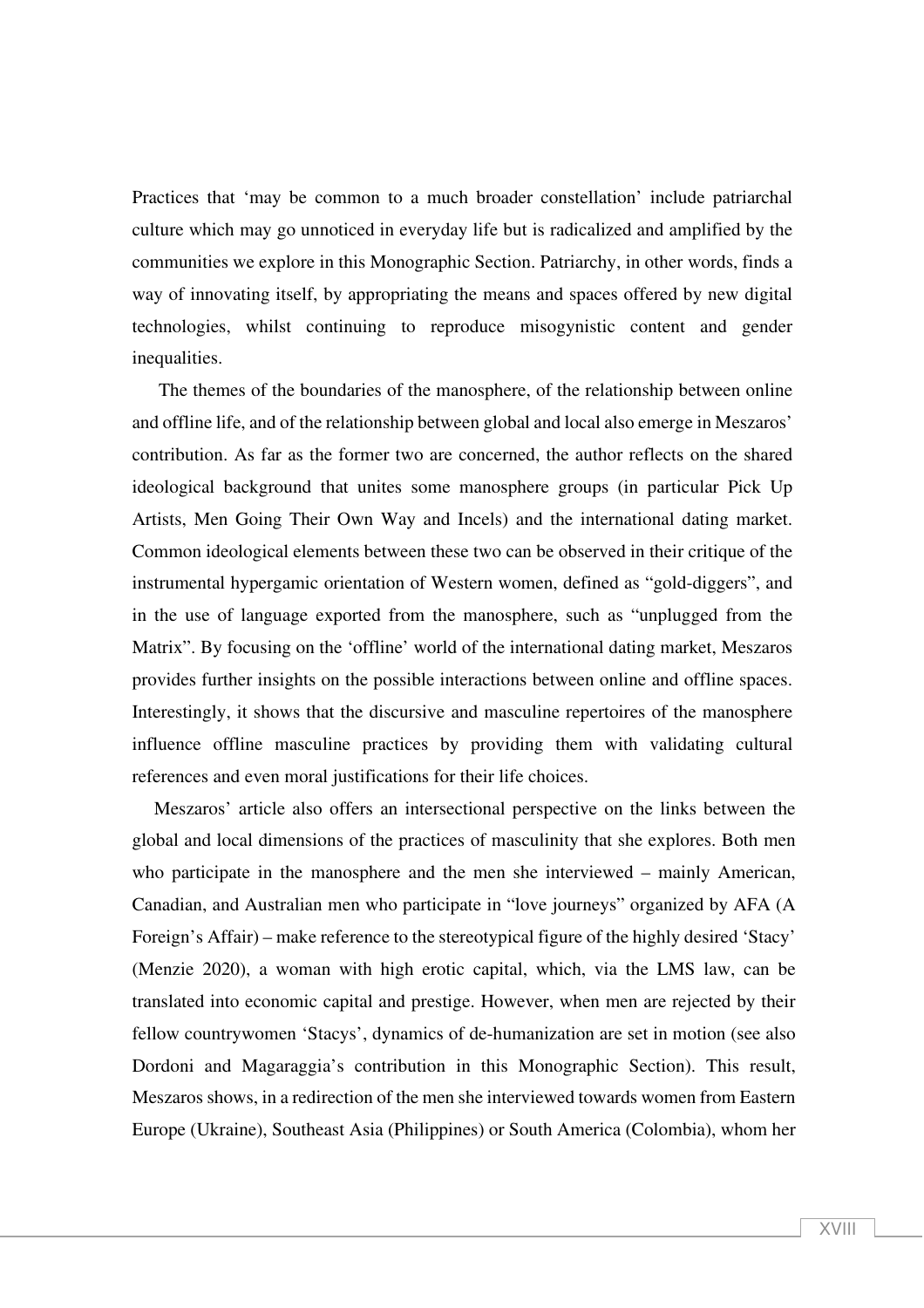Practices that 'may be common to a much broader constellation' include patriarchal culture which may go unnoticed in everyday life but is radicalized and amplified by the communities we explore in this Monographic Section. Patriarchy, in other words, finds a way of innovating itself, by appropriating the means and spaces offered by new digital technologies, whilst continuing to reproduce misogynistic content and gender inequalities.

The themes of the boundaries of the manosphere, of the relationship between online and offline life, and of the relationship between global and local also emerge in Meszaros' contribution. As far as the former two are concerned, the author reflects on the shared ideological background that unites some manosphere groups (in particular Pick Up Artists, Men Going Their Own Way and Incels) and the international dating market. Common ideological elements between these two can be observed in their critique of the instrumental hypergamic orientation of Western women, defined as "gold-diggers", and in the use of language exported from the manosphere, such as "unplugged from the Matrix". By focusing on the 'offline' world of the international dating market, Meszaros provides further insights on the possible interactions between online and offline spaces. Interestingly, it shows that the discursive and masculine repertoires of the manosphere influence offline masculine practices by providing them with validating cultural references and even moral justifications for their life choices.

Meszaros' article also offers an intersectional perspective on the links between the global and local dimensions of the practices of masculinity that she explores. Both men who participate in the manosphere and the men she interviewed – mainly American, Canadian, and Australian men who participate in "love journeys" organized by AFA (A Foreign's Affair) – make reference to the stereotypical figure of the highly desired 'Stacy' (Menzie 2020), a woman with high erotic capital, which, via the LMS law, can be translated into economic capital and prestige. However, when men are rejected by their fellow countrywomen 'Stacys', dynamics of de-humanization are set in motion (see also Dordoni and Magaraggia's contribution in this Monographic Section). This result, Meszaros shows, in a redirection of the men she interviewed towards women from Eastern Europe (Ukraine), Southeast Asia (Philippines) or South America (Colombia), whom her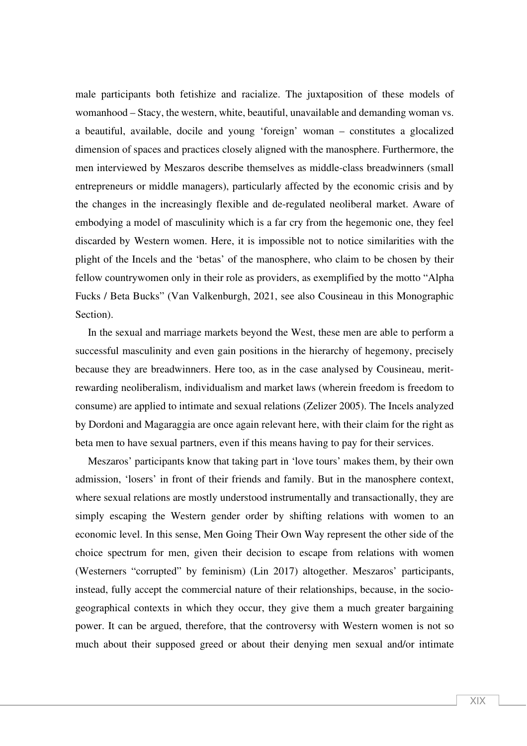male participants both fetishize and racialize. The juxtaposition of these models of womanhood – Stacy, the western, white, beautiful, unavailable and demanding woman vs. a beautiful, available, docile and young 'foreign' woman – constitutes a glocalized dimension of spaces and practices closely aligned with the manosphere. Furthermore, the men interviewed by Meszaros describe themselves as middle-class breadwinners (small entrepreneurs or middle managers), particularly affected by the economic crisis and by the changes in the increasingly flexible and de-regulated neoliberal market. Aware of embodying a model of masculinity which is a far cry from the hegemonic one, they feel discarded by Western women. Here, it is impossible not to notice similarities with the plight of the Incels and the 'betas' of the manosphere, who claim to be chosen by their fellow countrywomen only in their role as providers, as exemplified by the motto "Alpha Fucks / Beta Bucks" (Van Valkenburgh, 2021, see also Cousineau in this Monographic Section).

In the sexual and marriage markets beyond the West, these men are able to perform a successful masculinity and even gain positions in the hierarchy of hegemony, precisely because they are breadwinners. Here too, as in the case analysed by Cousineau, merit-rewarding neoliberalism, individualism and market laws (wherein freedom is freedom to consume) are applied to intimate and sexual relations (Zelizer 2005). The Incels analyzed by Dordoni and Magaraggia are once again relevant here, with their claim for the right as beta men to have sexual partners, even if this means having to pay for their services.

Meszaros' participants know that taking part in 'love tours' makes them, by their own admission, 'losers' in front of their friends and family. But in the manosphere context, where sexual relations are mostly understood instrumentally and transactionally, they are simply escaping the Western gender order by shifting relations with women to an economic level. In this sense, Men Going Their Own Way represent the other side of the choice spectrum for men, given their decision to escape from relations with women (Westerners "corrupted" by feminism) (Lin 2017) altogether. Meszaros' participants, instead, fully accept the commercial nature of their relationships, because, in the socio-geographical contexts in which they occur, they give them a much greater bargaining power. It can be argued, therefore, that the controversy with Western women is not so much about their supposed greed or about their denying men sexual and/or intimate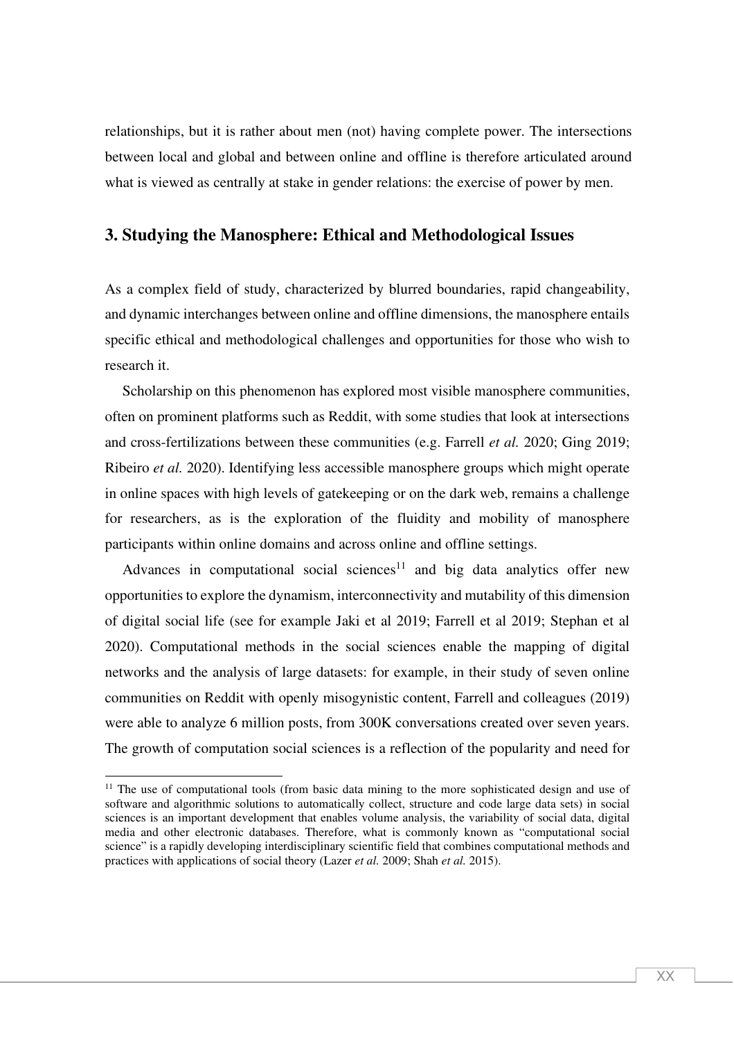relationships, but it is rather about men (not) having complete power. The intersections between local and global and between online and offline is therefore articulated around what is viewed as centrally at stake in gender relations: the exercise of power by men.

## 3. Studying the Manosphere: Ethical and Methodological Issues

As a complex field of study, characterized by blurred boundaries, rapid changeability, and dynamic interchanges between online and offline dimensions, the manosphere entails specific ethical and methodological challenges and opportunities for those who wish to research it.

Scholarship on this phenomenon has explored most visible manosphere communities, often on prominent platforms such as Reddit, with some studies that look at intersections and cross-fertilizations between these communities (e.g. Farrell *et al.* 2020; Ging 2019; Ribeiro *et al.* 2020). Identifying less accessible manosphere groups which might operate in online spaces with high levels of gatekeeping or on the dark web, remains a challenge for researchers, as is the exploration of the fluidity and mobility of manosphere participants within online domains and across online and offline settings.

Advances in computational social sciences[11] and big data analytics offer new opportunities to explore the dynamism, interconnectivity and mutability of this dimension of digital social life (see for example Jaki et al 2019; Farrell et al 2019; Stephan et al 2020). Computational methods in the social sciences enable the mapping of digital networks and the analysis of large datasets: for example, in their study of seven online communities on Reddit with openly misogynistic content, Farrell and colleagues (2019) were able to analyze 6 million posts, from 300K conversations created over seven years. The growth of computation social sciences is a reflection of the popularity and need for

[11] The use of computational tools (from basic data mining to the more sophisticated design and use of software and algorithmic solutions to automatically collect, structure and code large data sets) in social sciences is an important development that enables volume analysis, the variability of social data, digital media and other electronic databases. Therefore, what is commonly known as "computational social science" is a rapidly developing interdisciplinary scientific field that combines computational methods and practices with applications of social theory (Lazer *et al.* 2009; Shah *et al.* 2015).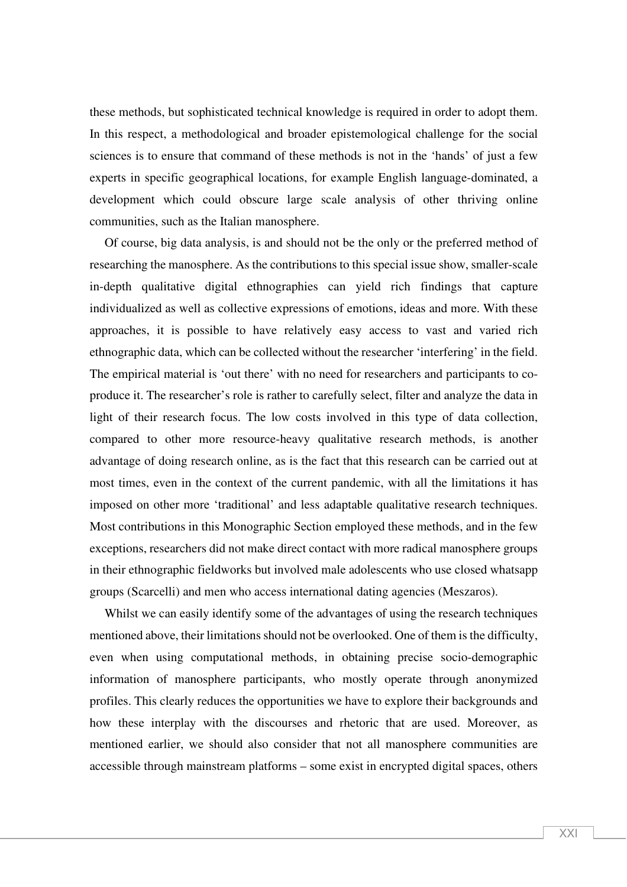these methods, but sophisticated technical knowledge is required in order to adopt them. In this respect, a methodological and broader epistemological challenge for the social sciences is to ensure that command of these methods is not in the 'hands' of just a few experts in specific geographical locations, for example English language-dominated, a development which could obscure large scale analysis of other thriving online communities, such as the Italian manosphere.

Of course, big data analysis, is and should not be the only or the preferred method of researching the manosphere. As the contributions to this special issue show, smaller-scale in-depth qualitative digital ethnographies can yield rich findings that capture individualized as well as collective expressions of emotions, ideas and more. With these approaches, it is possible to have relatively easy access to vast and varied rich ethnographic data, which can be collected without the researcher 'interfering' in the field. The empirical material is 'out there' with no need for researchers and participants to co-produce it. The researcher's role is rather to carefully select, filter and analyze the data in light of their research focus. The low costs involved in this type of data collection, compared to other more resource-heavy qualitative research methods, is another advantage of doing research online, as is the fact that this research can be carried out at most times, even in the context of the current pandemic, with all the limitations it has imposed on other more 'traditional' and less adaptable qualitative research techniques. Most contributions in this Monographic Section employed these methods, and in the few exceptions, researchers did not make direct contact with more radical manosphere groups in their ethnographic fieldworks but involved male adolescents who use closed whatsapp groups (Scarcelli) and men who access international dating agencies (Meszaros).

Whilst we can easily identify some of the advantages of using the research techniques mentioned above, their limitations should not be overlooked. One of them is the difficulty, even when using computational methods, in obtaining precise socio-demographic information of manosphere participants, who mostly operate through anonymized profiles. This clearly reduces the opportunities we have to explore their backgrounds and how these interplay with the discourses and rhetoric that are used. Moreover, as mentioned earlier, we should also consider that not all manosphere communities are accessible through mainstream platforms – some exist in encrypted digital spaces, others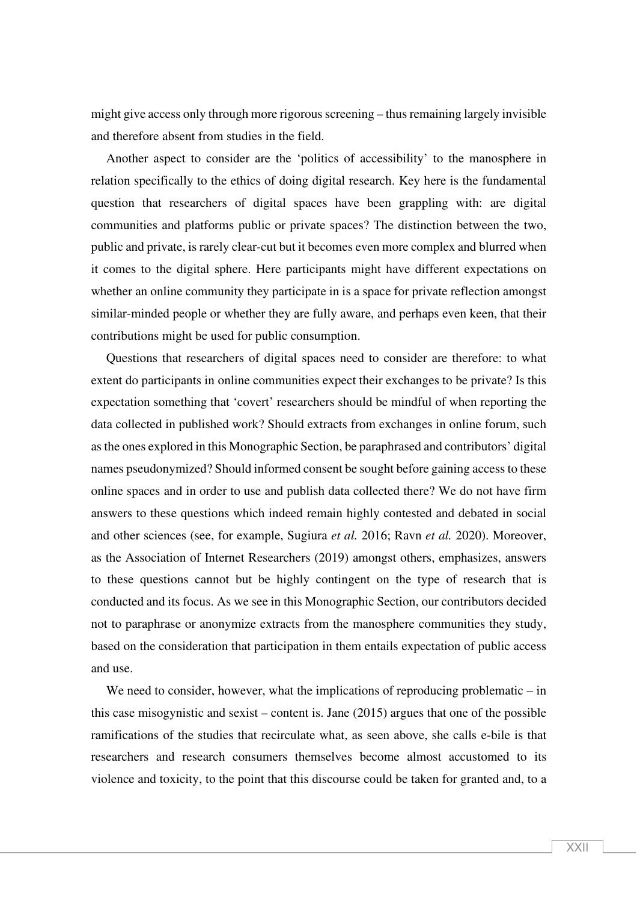might give access only through more rigorous screening – thus remaining largely invisible and therefore absent from studies in the field.

Another aspect to consider are the 'politics of accessibility' to the manosphere in relation specifically to the ethics of doing digital research. Key here is the fundamental question that researchers of digital spaces have been grappling with: are digital communities and platforms public or private spaces? The distinction between the two, public and private, is rarely clear-cut but it becomes even more complex and blurred when it comes to the digital sphere. Here participants might have different expectations on whether an online community they participate in is a space for private reflection amongst similar-minded people or whether they are fully aware, and perhaps even keen, that their contributions might be used for public consumption.

Questions that researchers of digital spaces need to consider are therefore: to what extent do participants in online communities expect their exchanges to be private? Is this expectation something that 'covert' researchers should be mindful of when reporting the data collected in published work? Should extracts from exchanges in online forum, such as the ones explored in this Monographic Section, be paraphrased and contributors' digital names pseudonymized? Should informed consent be sought before gaining access to these online spaces and in order to use and publish data collected there? We do not have firm answers to these questions which indeed remain highly contested and debated in social and other sciences (see, for example, Sugiura *et al.* 2016; Ravn *et al.* 2020). Moreover, as the Association of Internet Researchers (2019) amongst others, emphasizes, answers to these questions cannot but be highly contingent on the type of research that is conducted and its focus. As we see in this Monographic Section, our contributors decided not to paraphrase or anonymize extracts from the manosphere communities they study, based on the consideration that participation in them entails expectation of public access and use.

We need to consider, however, what the implications of reproducing problematic – in this case misogynistic and sexist – content is. Jane (2015) argues that one of the possible ramifications of the studies that recirculate what, as seen above, she calls e-bile is that researchers and research consumers themselves become almost accustomed to its violence and toxicity, to the point that this discourse could be taken for granted and, to a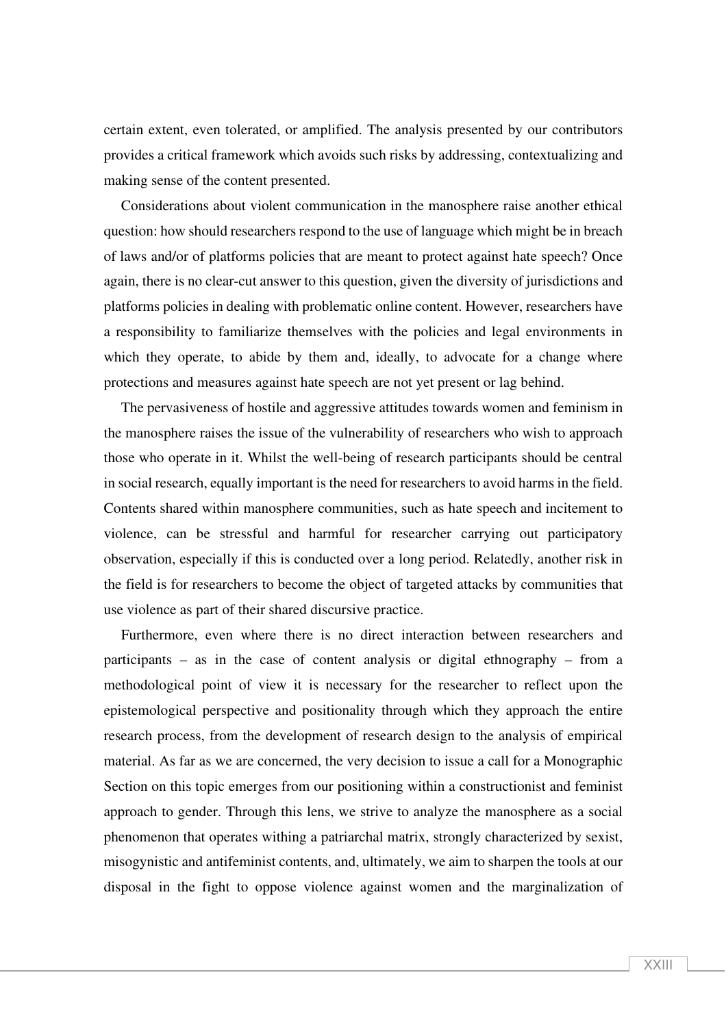certain extent, even tolerated, or amplified. The analysis presented by our contributors provides a critical framework which avoids such risks by addressing, contextualizing and making sense of the content presented.

Considerations about violent communication in the manosphere raise another ethical question: how should researchers respond to the use of language which might be in breach of laws and/or of platforms policies that are meant to protect against hate speech? Once again, there is no clear-cut answer to this question, given the diversity of jurisdictions and platforms policies in dealing with problematic online content. However, researchers have a responsibility to familiarize themselves with the policies and legal environments in which they operate, to abide by them and, ideally, to advocate for a change where protections and measures against hate speech are not yet present or lag behind.

The pervasiveness of hostile and aggressive attitudes towards women and feminism in the manosphere raises the issue of the vulnerability of researchers who wish to approach those who operate in it. Whilst the well-being of research participants should be central in social research, equally important is the need for researchers to avoid harms in the field. Contents shared within manosphere communities, such as hate speech and incitement to violence, can be stressful and harmful for researcher carrying out participatory observation, especially if this is conducted over a long period. Relatedly, another risk in the field is for researchers to become the object of targeted attacks by communities that use violence as part of their shared discursive practice.

Furthermore, even where there is no direct interaction between researchers and participants – as in the case of content analysis or digital ethnography – from a methodological point of view it is necessary for the researcher to reflect upon the epistemological perspective and positionality through which they approach the entire research process, from the development of research design to the analysis of empirical material. As far as we are concerned, the very decision to issue a call for a Monographic Section on this topic emerges from our positioning within a constructionist and feminist approach to gender. Through this lens, we strive to analyze the manosphere as a social phenomenon that operates withing a patriarchal matrix, strongly characterized by sexist, misogynistic and antifeminist contents, and, ultimately, we aim to sharpen the tools at our disposal in the fight to oppose violence against women and the marginalization of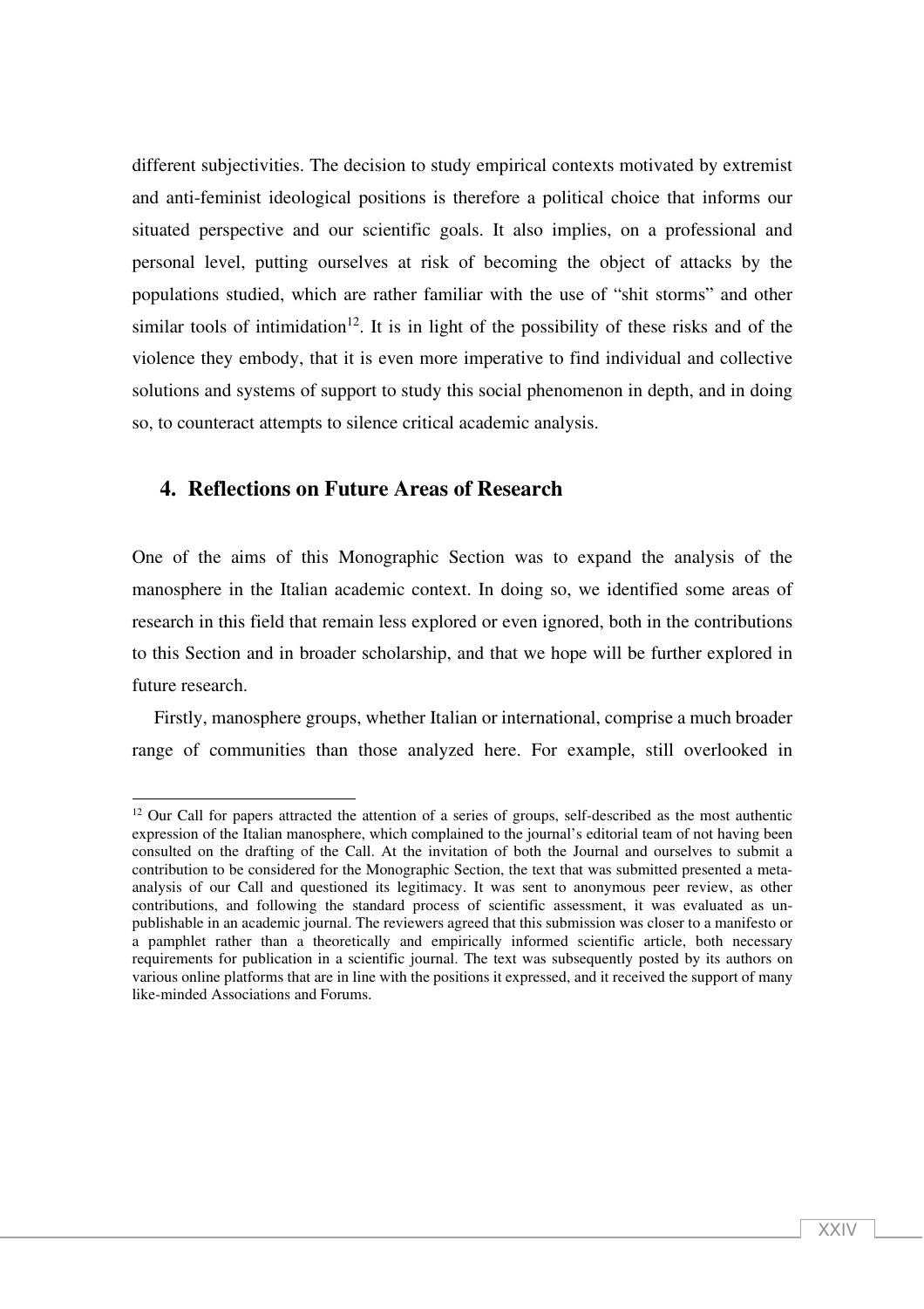different subjectivities. The decision to study empirical contexts motivated by extremist and anti-feminist ideological positions is therefore a political choice that informs our situated perspective and our scientific goals. It also implies, on a professional and personal level, putting ourselves at risk of becoming the object of attacks by the populations studied, which are rather familiar with the use of "shit storms" and other similar tools of intimidation[12]. It is in light of the possibility of these risks and of the violence they embody, that it is even more imperative to find individual and collective solutions and systems of support to study this social phenomenon in depth, and in doing so, to counteract attempts to silence critical academic analysis.

## 4. Reflections on Future Areas of Research

One of the aims of this Monographic Section was to expand the analysis of the manosphere in the Italian academic context. In doing so, we identified some areas of research in this field that remain less explored or even ignored, both in the contributions to this Section and in broader scholarship, and that we hope will be further explored in future research.

Firstly, manosphere groups, whether Italian or international, comprise a much broader range of communities than those analyzed here. For example, still overlooked in

[12] Our Call for papers attracted the attention of a series of groups, self-described as the most authentic expression of the Italian manosphere, which complained to the journal's editorial team of not having been consulted on the drafting of the Call. At the invitation of both the Journal and ourselves to submit a contribution to be considered for the Monographic Section, the text that was submitted presented a meta-analysis of our Call and questioned its legitimacy. It was sent to anonymous peer review, as other contributions, and following the standard process of scientific assessment, it was evaluated as un-publishable in an academic journal. The reviewers agreed that this submission was closer to a manifesto or a pamphlet rather than a theoretically and empirically informed scientific article, both necessary requirements for publication in a scientific journal. The text was subsequently posted by its authors on various online platforms that are in line with the positions it expressed, and it received the support of many like-minded Associations and Forums.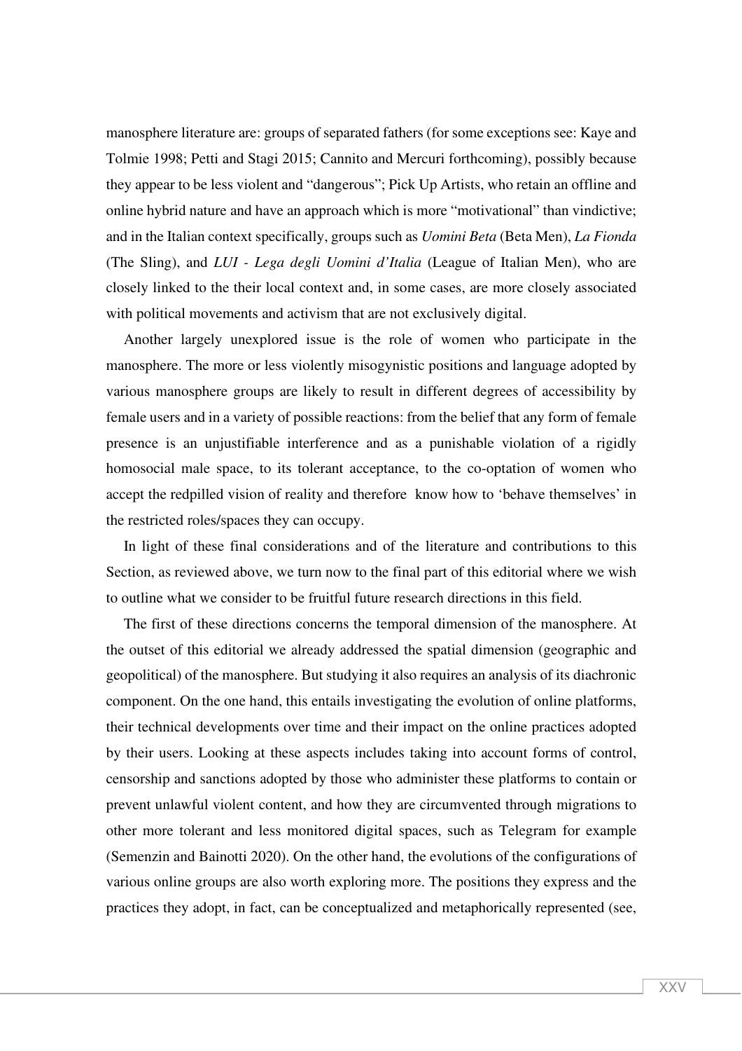manosphere literature are: groups of separated fathers (for some exceptions see: Kaye and Tolmie 1998; Petti and Stagi 2015; Cannito and Mercuri forthcoming), possibly because they appear to be less violent and "dangerous"; Pick Up Artists, who retain an offline and online hybrid nature and have an approach which is more "motivational" than vindictive; and in the Italian context specifically, groups such as *Uomini Beta* (Beta Men), *La Fionda* (The Sling), and *LUI - Lega degli Uomini d'Italia* (League of Italian Men), who are closely linked to the their local context and, in some cases, are more closely associated with political movements and activism that are not exclusively digital.

Another largely unexplored issue is the role of women who participate in the manosphere. The more or less violently misogynistic positions and language adopted by various manosphere groups are likely to result in different degrees of accessibility by female users and in a variety of possible reactions: from the belief that any form of female presence is an unjustifiable interference and as a punishable violation of a rigidly homosocial male space, to its tolerant acceptance, to the co-optation of women who accept the redpilled vision of reality and therefore know how to 'behave themselves' in the restricted roles/spaces they can occupy.

In light of these final considerations and of the literature and contributions to this Section, as reviewed above, we turn now to the final part of this editorial where we wish to outline what we consider to be fruitful future research directions in this field.

The first of these directions concerns the temporal dimension of the manosphere. At the outset of this editorial we already addressed the spatial dimension (geographic and geopolitical) of the manosphere. But studying it also requires an analysis of its diachronic component. On the one hand, this entails investigating the evolution of online platforms, their technical developments over time and their impact on the online practices adopted by their users. Looking at these aspects includes taking into account forms of control, censorship and sanctions adopted by those who administer these platforms to contain or prevent unlawful violent content, and how they are circumvented through migrations to other more tolerant and less monitored digital spaces, such as Telegram for example (Semenzin and Bainotti 2020). On the other hand, the evolutions of the configurations of various online groups are also worth exploring more. The positions they express and the practices they adopt, in fact, can be conceptualized and metaphorically represented (see,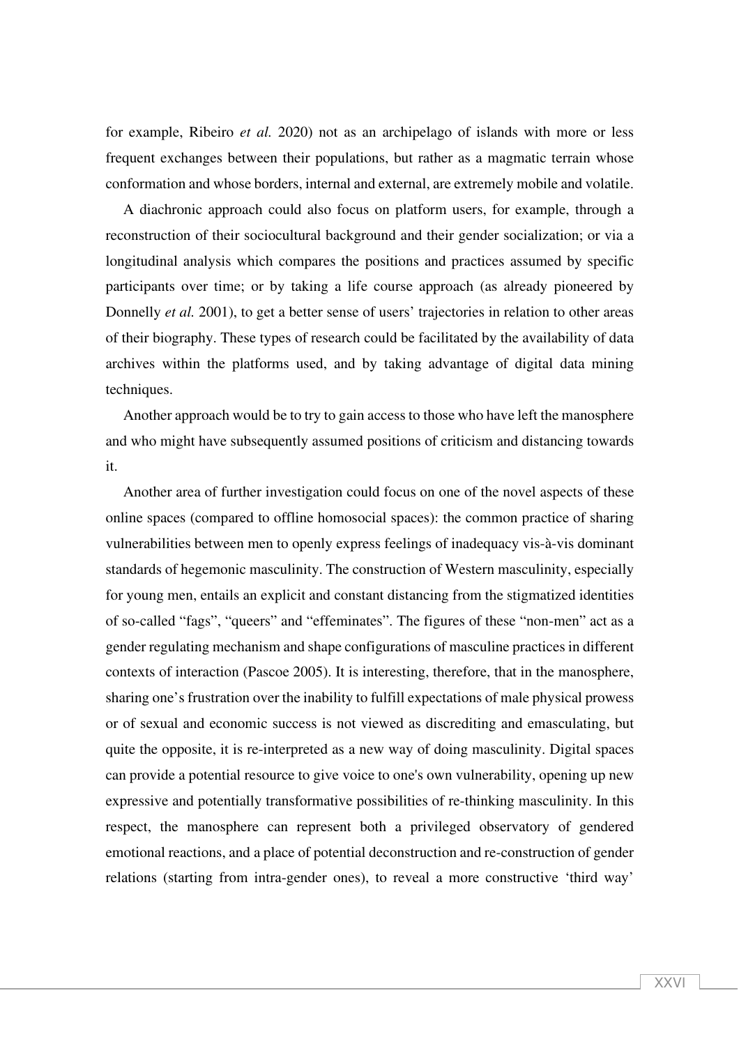for example, Ribeiro *et al.* 2020) not as an archipelago of islands with more or less frequent exchanges between their populations, but rather as a magmatic terrain whose conformation and whose borders, internal and external, are extremely mobile and volatile.

A diachronic approach could also focus on platform users, for example, through a reconstruction of their sociocultural background and their gender socialization; or via a longitudinal analysis which compares the positions and practices assumed by specific participants over time; or by taking a life course approach (as already pioneered by Donnelly *et al.* 2001), to get a better sense of users' trajectories in relation to other areas of their biography. These types of research could be facilitated by the availability of data archives within the platforms used, and by taking advantage of digital data mining techniques.

Another approach would be to try to gain access to those who have left the manosphere and who might have subsequently assumed positions of criticism and distancing towards it.

Another area of further investigation could focus on one of the novel aspects of these online spaces (compared to offline homosocial spaces): the common practice of sharing vulnerabilities between men to openly express feelings of inadequacy vis-à-vis dominant standards of hegemonic masculinity. The construction of Western masculinity, especially for young men, entails an explicit and constant distancing from the stigmatized identities of so-called "fags", "queers" and "effeminates". The figures of these "non-men" act as a gender regulating mechanism and shape configurations of masculine practices in different contexts of interaction (Pascoe 2005). It is interesting, therefore, that in the manosphere, sharing one's frustration over the inability to fulfill expectations of male physical prowess or of sexual and economic success is not viewed as discrediting and emasculating, but quite the opposite, it is re-interpreted as a new way of doing masculinity. Digital spaces can provide a potential resource to give voice to one's own vulnerability, opening up new expressive and potentially transformative possibilities of re-thinking masculinity. In this respect, the manosphere can represent both a privileged observatory of gendered emotional reactions, and a place of potential deconstruction and re-construction of gender relations (starting from intra-gender ones), to reveal a more constructive 'third way'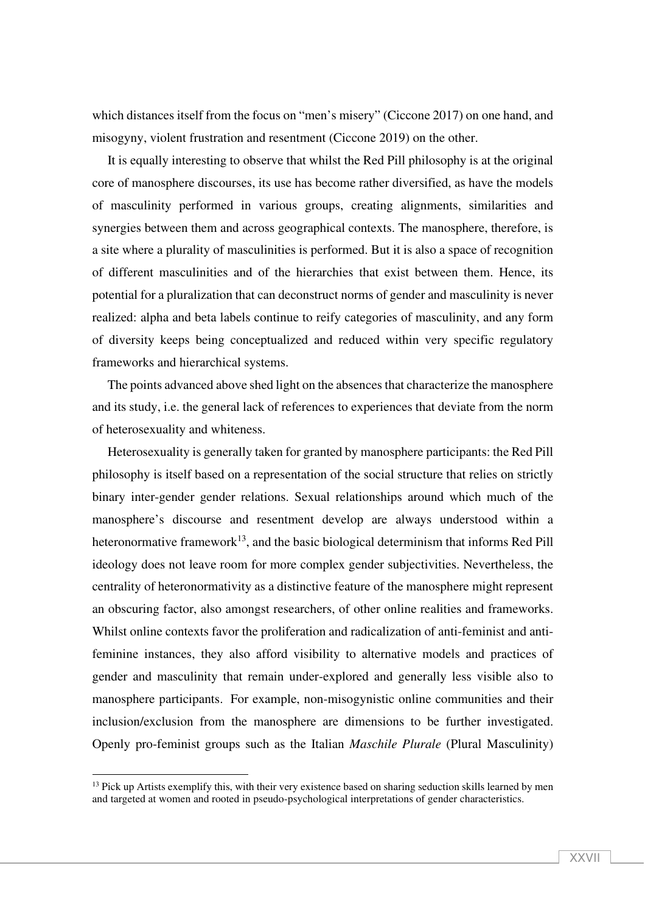which distances itself from the focus on "men's misery" (Ciccone 2017) on one hand, and misogyny, violent frustration and resentment (Ciccone 2019) on the other.

It is equally interesting to observe that whilst the Red Pill philosophy is at the original core of manosphere discourses, its use has become rather diversified, as have the models of masculinity performed in various groups, creating alignments, similarities and synergies between them and across geographical contexts. The manosphere, therefore, is a site where a plurality of masculinities is performed. But it is also a space of recognition of different masculinities and of the hierarchies that exist between them. Hence, its potential for a pluralization that can deconstruct norms of gender and masculinity is never realized: alpha and beta labels continue to reify categories of masculinity, and any form of diversity keeps being conceptualized and reduced within very specific regulatory frameworks and hierarchical systems.

The points advanced above shed light on the absences that characterize the manosphere and its study, i.e. the general lack of references to experiences that deviate from the norm of heterosexuality and whiteness.

Heterosexuality is generally taken for granted by manosphere participants: the Red Pill philosophy is itself based on a representation of the social structure that relies on strictly binary inter-gender gender relations. Sexual relationships around which much of the manosphere's discourse and resentment develop are always understood within a heteronormative framework[13], and the basic biological determinism that informs Red Pill ideology does not leave room for more complex gender subjectivities. Nevertheless, the centrality of heteronormativity as a distinctive feature of the manosphere might represent an obscuring factor, also amongst researchers, of other online realities and frameworks. Whilst online contexts favor the proliferation and radicalization of anti-feminist and anti-feminine instances, they also afford visibility to alternative models and practices of gender and masculinity that remain under-explored and generally less visible also to manosphere participants. For example, non-misogynistic online communities and their inclusion/exclusion from the manosphere are dimensions to be further investigated. Openly pro-feminist groups such as the Italian *Maschile Plurale* (Plural Masculinity)

[13] Pick up Artists exemplify this, with their very existence based on sharing seduction skills learned by men and targeted at women and rooted in pseudo-psychological interpretations of gender characteristics.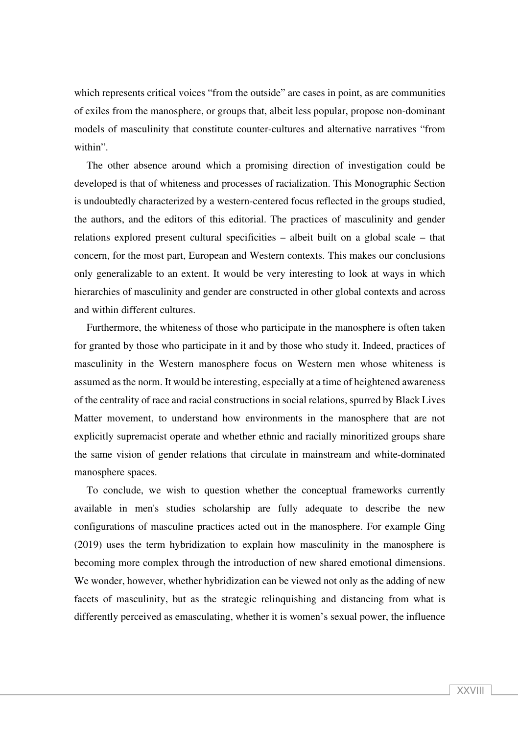which represents critical voices "from the outside" are cases in point, as are communities of exiles from the manosphere, or groups that, albeit less popular, propose non-dominant models of masculinity that constitute counter-cultures and alternative narratives "from within".

The other absence around which a promising direction of investigation could be developed is that of whiteness and processes of racialization. This Monographic Section is undoubtedly characterized by a western-centered focus reflected in the groups studied, the authors, and the editors of this editorial. The practices of masculinity and gender relations explored present cultural specificities – albeit built on a global scale – that concern, for the most part, European and Western contexts. This makes our conclusions only generalizable to an extent. It would be very interesting to look at ways in which hierarchies of masculinity and gender are constructed in other global contexts and across and within different cultures.

Furthermore, the whiteness of those who participate in the manosphere is often taken for granted by those who participate in it and by those who study it. Indeed, practices of masculinity in the Western manosphere focus on Western men whose whiteness is assumed as the norm. It would be interesting, especially at a time of heightened awareness of the centrality of race and racial constructions in social relations, spurred by Black Lives Matter movement, to understand how environments in the manosphere that are not explicitly supremacist operate and whether ethnic and racially minoritized groups share the same vision of gender relations that circulate in mainstream and white-dominated manosphere spaces.

To conclude, we wish to question whether the conceptual frameworks currently available in men's studies scholarship are fully adequate to describe the new configurations of masculine practices acted out in the manosphere. For example Ging (2019) uses the term hybridization to explain how masculinity in the manosphere is becoming more complex through the introduction of new shared emotional dimensions. We wonder, however, whether hybridization can be viewed not only as the adding of new facets of masculinity, but as the strategic relinquishing and distancing from what is differently perceived as emasculating, whether it is women's sexual power, the influence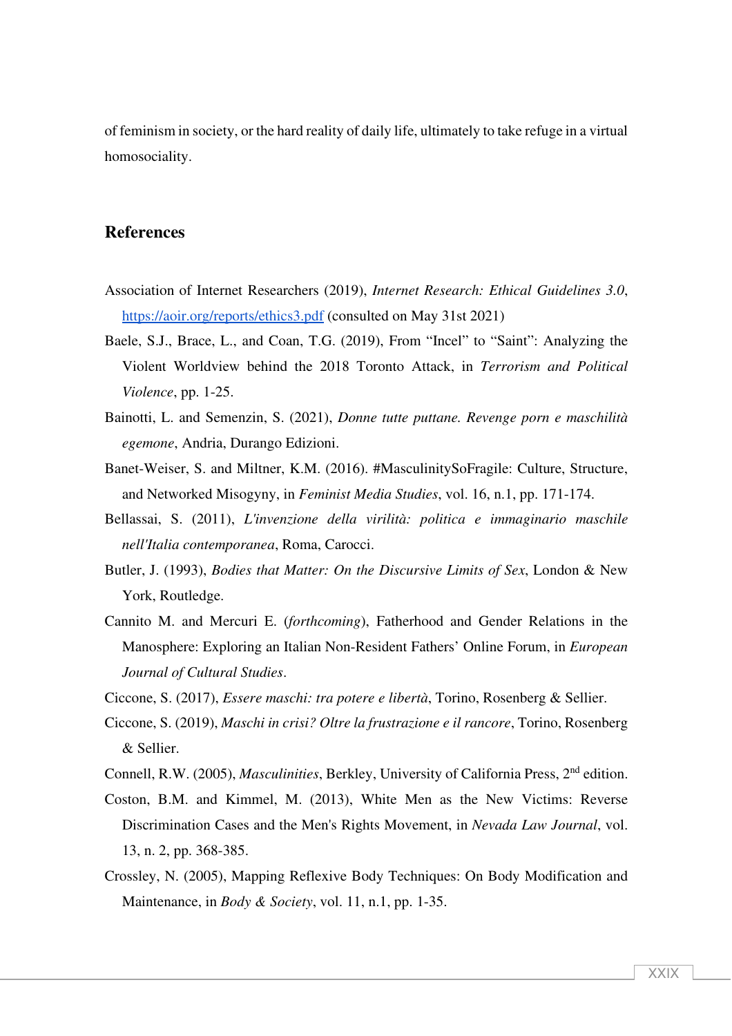of feminism in society, or the hard reality of daily life, ultimately to take refuge in a virtual homosociality.

## References

Association of Internet Researchers (2019), *Internet Research: Ethical Guidelines 3.0*, https://aoir.org/reports/ethics3.pdf (consulted on May 31st 2021)

Baele, S.J., Brace, L., and Coan, T.G. (2019), From "Incel" to "Saint": Analyzing the Violent Worldview behind the 2018 Toronto Attack, in *Terrorism and Political Violence*, pp. 1-25.

Bainotti, L. and Semenzin, S. (2021), *Donne tutte puttane. Revenge porn e maschilità egemone*, Andria, Durango Edizioni.

Banet-Weiser, S. and Miltner, K.M. (2016). #MasculinitySoFragile: Culture, Structure, and Networked Misogyny, in *Feminist Media Studies*, vol. 16, n.1, pp. 171-174.

Bellassai, S. (2011), *L'invenzione della virilità: politica e immaginario maschile nell'Italia contemporanea*, Roma, Carocci.

Butler, J. (1993), *Bodies that Matter: On the Discursive Limits of Sex*, London & New York, Routledge.

Cannito M. and Mercuri E. (*forthcoming*), Fatherhood and Gender Relations in the Manosphere: Exploring an Italian Non-Resident Fathers' Online Forum, in *European Journal of Cultural Studies*.

Ciccone, S. (2017), *Essere maschi: tra potere e libertà*, Torino, Rosenberg & Sellier.

Ciccone, S. (2019), *Maschi in crisi? Oltre la frustrazione e il rancore*, Torino, Rosenberg & Sellier.

Connell, R.W. (2005), *Masculinities*, Berkley, University of California Press, 2nd edition.

Coston, B.M. and Kimmel, M. (2013), White Men as the New Victims: Reverse Discrimination Cases and the Men's Rights Movement, in *Nevada Law Journal*, vol. 13, n. 2, pp. 368-385.

Crossley, N. (2005), Mapping Reflexive Body Techniques: On Body Modification and Maintenance, in *Body & Society*, vol. 11, n.1, pp. 1-35.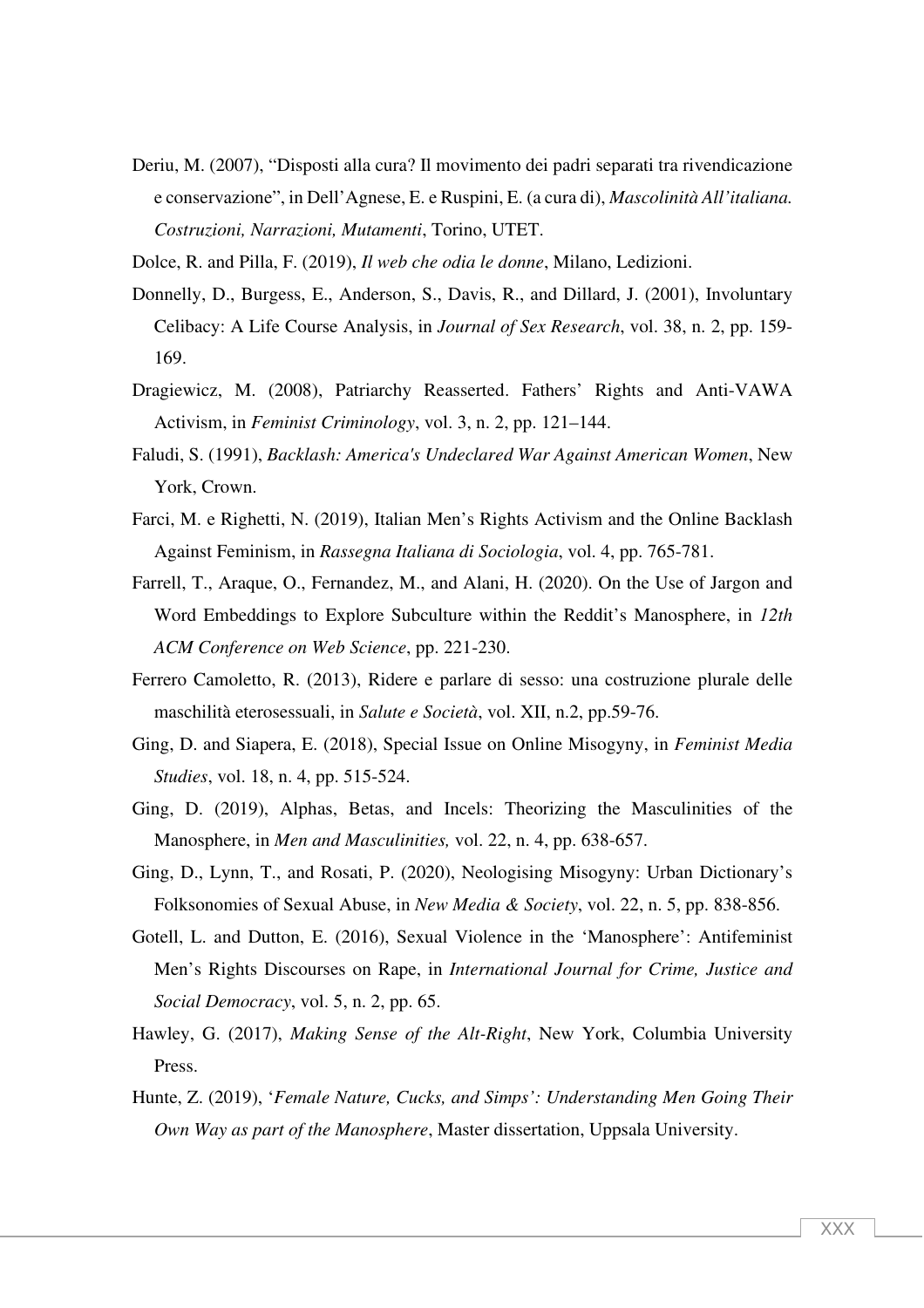Deriu, M. (2007), “Disposti alla cura? Il movimento dei padri separati tra rivendicazione e conservazione”, in Dell’Agnese, E. e Ruspini, E. (a cura di), *Mascolinità All’italiana. Costruzioni, Narrazioni, Mutamenti*, Torino, UTET.

Dolce, R. and Pilla, F. (2019), *Il web che odia le donne*, Milano, Ledizioni.

Donnelly, D., Burgess, E., Anderson, S., Davis, R., and Dillard, J. (2001), Involuntary Celibacy: A Life Course Analysis, in *Journal of Sex Research*, vol. 38, n. 2, pp. 159-169.

Dragiewicz, M. (2008), Patriarchy Reasserted. Fathers’ Rights and Anti-VAWA Activism, in *Feminist Criminology*, vol. 3, n. 2, pp. 121–144.

Faludi, S. (1991), *Backlash: America's Undeclared War Against American Women*, New York, Crown.

Farci, M. e Righetti, N. (2019), Italian Men’s Rights Activism and the Online Backlash Against Feminism, in *Rassegna Italiana di Sociologia*, vol. 4, pp. 765-781.

Farrell, T., Araque, O., Fernandez, M., and Alani, H. (2020). On the Use of Jargon and Word Embeddings to Explore Subculture within the Reddit’s Manosphere, in *12th ACM Conference on Web Science*, pp. 221-230.

Ferrero Camoletto, R. (2013), Ridere e parlare di sesso: una costruzione plurale delle maschilità eterosessuali, in *Salute e Società*, vol. XII, n.2, pp.59-76.

Ging, D. and Siapera, E. (2018), Special Issue on Online Misogyny, in *Feminist Media Studies*, vol. 18, n. 4, pp. 515-524.

Ging, D. (2019), Alphas, Betas, and Incels: Theorizing the Masculinities of the Manosphere, in *Men and Masculinities,* vol. 22, n. 4, pp. 638-657.

Ging, D., Lynn, T., and Rosati, P. (2020), Neologising Misogyny: Urban Dictionary’s Folksonomies of Sexual Abuse, in *New Media & Society*, vol. 22, n. 5, pp. 838-856.

Gotell, L. and Dutton, E. (2016), Sexual Violence in the ‘Manosphere’: Antifeminist Men’s Rights Discourses on Rape, in *International Journal for Crime, Justice and Social Democracy*, vol. 5, n. 2, pp. 65.

Hawley, G. (2017), *Making Sense of the Alt-Right*, New York, Columbia University Press.

Hunte, Z. (2019), ‘*Female Nature, Cucks, and Simps’: Understanding Men Going Their Own Way as part of the Manosphere*, Master dissertation, Uppsala University.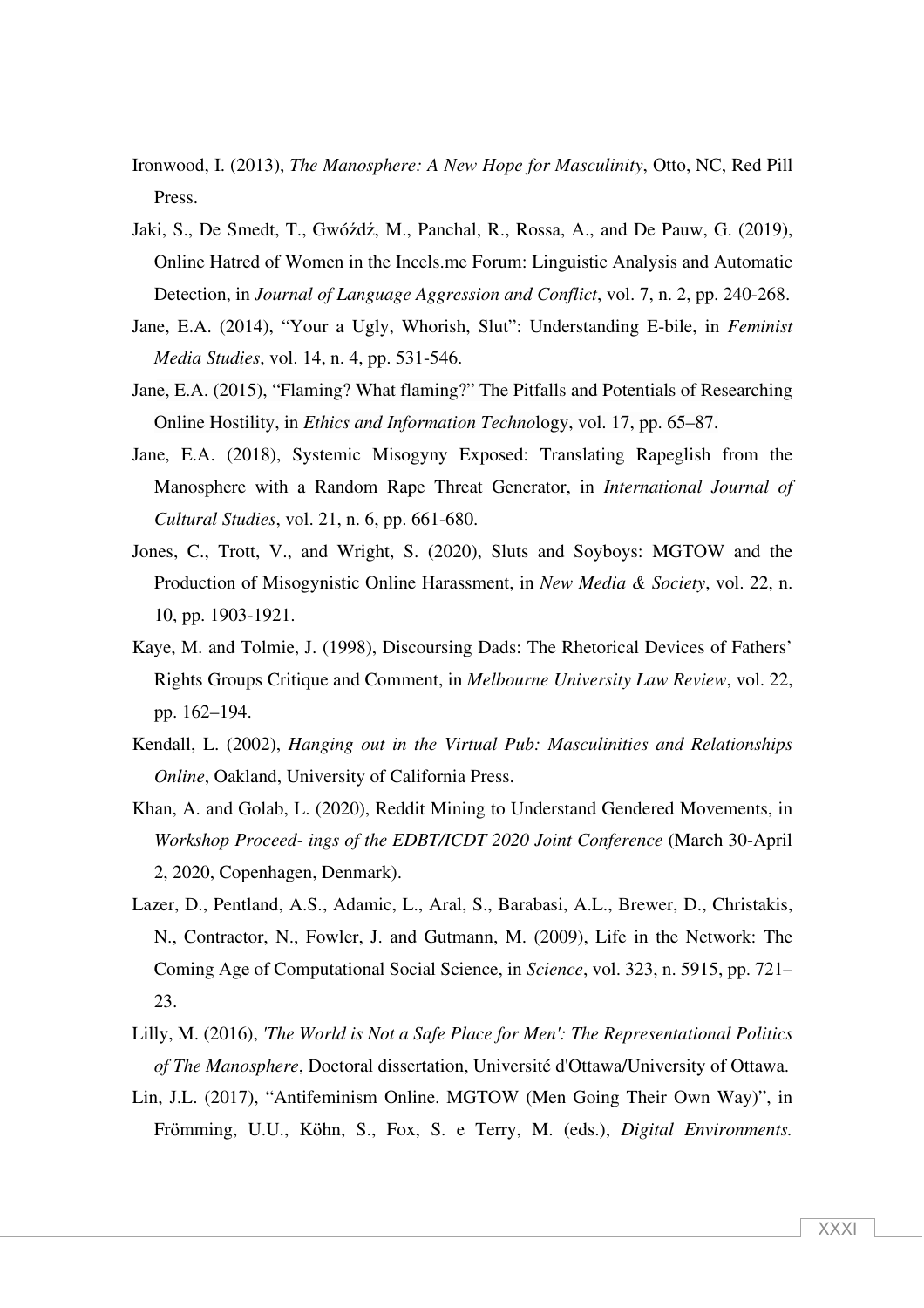Ironwood, I. (2013), *The Manosphere: A New Hope for Masculinity*, Otto, NC, Red Pill Press.

Jaki, S., De Smedt, T., Gwóźdź, M., Panchal, R., Rossa, A., and De Pauw, G. (2019), Online Hatred of Women in the Incels.me Forum: Linguistic Analysis and Automatic Detection, in *Journal of Language Aggression and Conflict*, vol. 7, n. 2, pp. 240-268.

Jane, E.A. (2014), "Your a Ugly, Whorish, Slut": Understanding E-bile, in *Feminist Media Studies*, vol. 14, n. 4, pp. 531-546.

Jane, E.A. (2015), "Flaming? What flaming?" The Pitfalls and Potentials of Researching Online Hostility, in *Ethics and Information Techno*logy, vol. 17, pp. 65–87.

Jane, E.A. (2018), Systemic Misogyny Exposed: Translating Rapeglish from the Manosphere with a Random Rape Threat Generator, in *International Journal of Cultural Studies*, vol. 21, n. 6, pp. 661-680.

Jones, C., Trott, V., and Wright, S. (2020), Sluts and Soyboys: MGTOW and the Production of Misogynistic Online Harassment, in *New Media & Society*, vol. 22, n. 10, pp. 1903-1921.

Kaye, M. and Tolmie, J. (1998), Discoursing Dads: The Rhetorical Devices of Fathers' Rights Groups Critique and Comment, in *Melbourne University Law Review*, vol. 22, pp. 162–194.

Kendall, L. (2002), *Hanging out in the Virtual Pub: Masculinities and Relationships Online*, Oakland, University of California Press.

Khan, A. and Golab, L. (2020), Reddit Mining to Understand Gendered Movements, in *Workshop Proceed- ings of the EDBT/ICDT 2020 Joint Conference* (March 30-April 2, 2020, Copenhagen, Denmark).

Lazer, D., Pentland, A.S., Adamic, L., Aral, S., Barabasi, A.L., Brewer, D., Christakis, N., Contractor, N., Fowler, J. and Gutmann, M. (2009), Life in the Network: The Coming Age of Computational Social Science, in *Science*, vol. 323, n. 5915, pp. 721–23.

Lilly, M. (2016), *'The World is Not a Safe Place for Men': The Representational Politics of The Manosphere*, Doctoral dissertation, Université d'Ottawa/University of Ottawa.

Lin, J.L. (2017), "Antifeminism Online. MGTOW (Men Going Their Own Way)", in Frömming, U.U., Köhn, S., Fox, S. e Terry, M. (eds.), *Digital Environments.*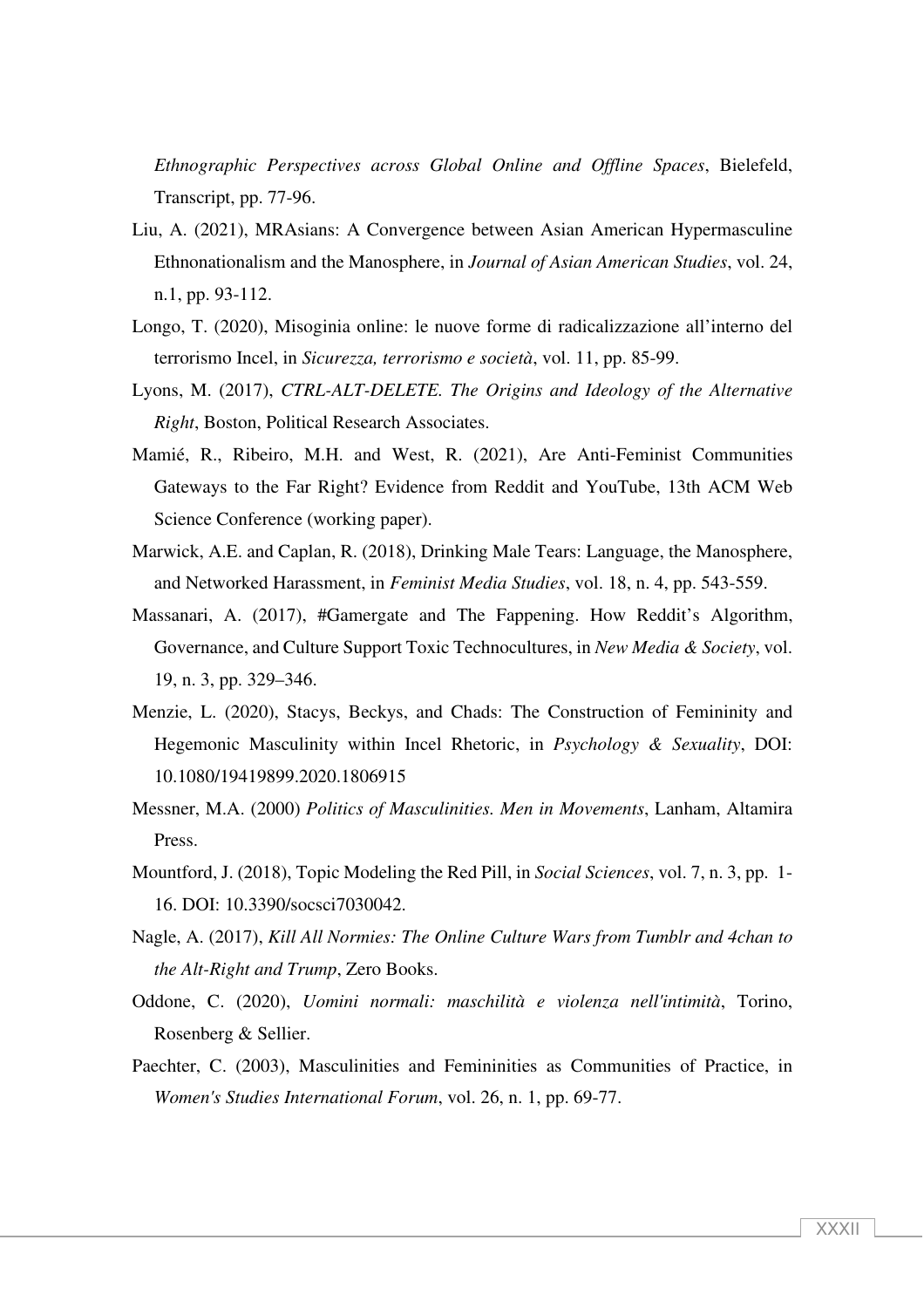*Ethnographic Perspectives across Global Online and Offline Spaces*, Bielefeld, Transcript, pp. 77-96.

Liu, A. (2021), MRAsians: A Convergence between Asian American Hypermasculine Ethnonationalism and the Manosphere, in *Journal of Asian American Studies*, vol. 24, n.1, pp. 93-112.

Longo, T. (2020), Misoginia online: le nuove forme di radicalizzazione all'interno del terrorismo Incel, in *Sicurezza, terrorismo e società*, vol. 11, pp. 85-99.

Lyons, M. (2017), *CTRL-ALT-DELETE. The Origins and Ideology of the Alternative Right*, Boston, Political Research Associates.

Mamié, R., Ribeiro, M.H. and West, R. (2021), Are Anti-Feminist Communities Gateways to the Far Right? Evidence from Reddit and YouTube, 13th ACM Web Science Conference (working paper).

Marwick, A.E. and Caplan, R. (2018), Drinking Male Tears: Language, the Manosphere, and Networked Harassment, in *Feminist Media Studies*, vol. 18, n. 4, pp. 543-559.

Massanari, A. (2017), #Gamergate and The Fappening. How Reddit's Algorithm, Governance, and Culture Support Toxic Technocultures, in *New Media & Society*, vol. 19, n. 3, pp. 329–346.

Menzie, L. (2020), Stacys, Beckys, and Chads: The Construction of Femininity and Hegemonic Masculinity within Incel Rhetoric, in *Psychology & Sexuality*, DOI: 10.1080/19419899.2020.1806915

Messner, M.A. (2000) *Politics of Masculinities. Men in Movements*, Lanham, Altamira Press.

Mountford, J. (2018), Topic Modeling the Red Pill, in *Social Sciences*, vol. 7, n. 3, pp. 1-16. DOI: 10.3390/socsci7030042.

Nagle, A. (2017), *Kill All Normies: The Online Culture Wars from Tumblr and 4chan to the Alt-Right and Trump*, Zero Books.

Oddone, C. (2020), *Uomini normali: maschilità e violenza nell'intimità*, Torino, Rosenberg & Sellier.

Paechter, C. (2003), Masculinities and Femininities as Communities of Practice, in *Women's Studies International Forum*, vol. 26, n. 1, pp. 69-77.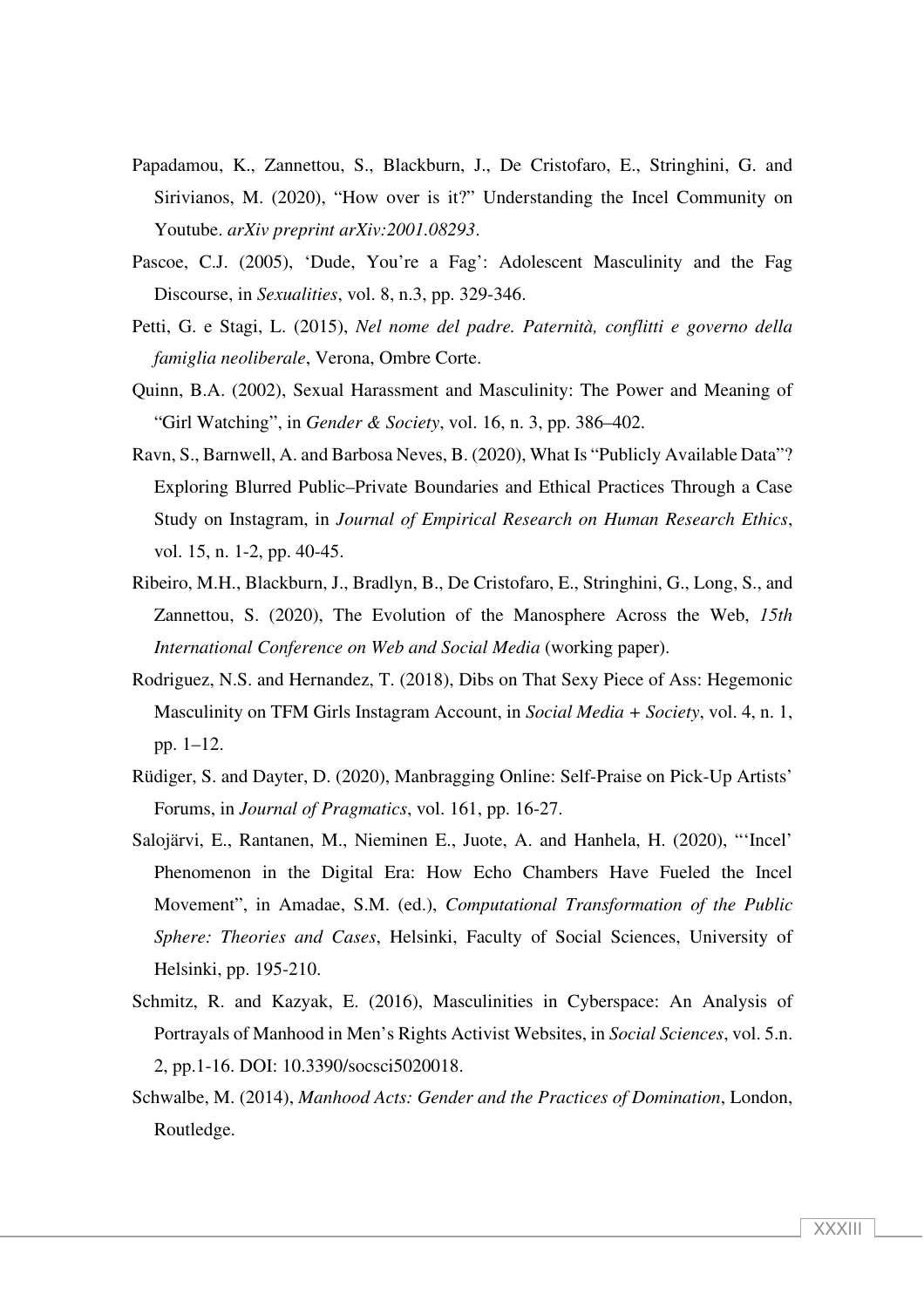Papadamou, K., Zannettou, S., Blackburn, J., De Cristofaro, E., Stringhini, G. and Sirivianos, M. (2020), "How over is it?" Understanding the Incel Community on Youtube. *arXiv preprint arXiv:2001.08293*.

Pascoe, C.J. (2005), 'Dude, You're a Fag': Adolescent Masculinity and the Fag Discourse, in *Sexualities*, vol. 8, n.3, pp. 329-346.

Petti, G. e Stagi, L. (2015), *Nel nome del padre. Paternità, conflitti e governo della famiglia neoliberale*, Verona, Ombre Corte.

Quinn, B.A. (2002), Sexual Harassment and Masculinity: The Power and Meaning of "Girl Watching", in *Gender & Society*, vol. 16, n. 3, pp. 386–402.

Ravn, S., Barnwell, A. and Barbosa Neves, B. (2020), What Is "Publicly Available Data"? Exploring Blurred Public–Private Boundaries and Ethical Practices Through a Case Study on Instagram, in *Journal of Empirical Research on Human Research Ethics*, vol. 15, n. 1-2, pp. 40-45.

Ribeiro, M.H., Blackburn, J., Bradlyn, B., De Cristofaro, E., Stringhini, G., Long, S., and Zannettou, S. (2020), The Evolution of the Manosphere Across the Web, *15th International Conference on Web and Social Media* (working paper).

Rodriguez, N.S. and Hernandez, T. (2018), Dibs on That Sexy Piece of Ass: Hegemonic Masculinity on TFM Girls Instagram Account, in *Social Media + Society*, vol. 4, n. 1, pp. 1–12.

Rüdiger, S. and Dayter, D. (2020), Manbragging Online: Self-Praise on Pick-Up Artists' Forums, in *Journal of Pragmatics*, vol. 161, pp. 16-27.

Salojärvi, E., Rantanen, M., Nieminen E., Juote, A. and Hanhela, H. (2020), "'Incel' Phenomenon in the Digital Era: How Echo Chambers Have Fueled the Incel Movement", in Amadae, S.M. (ed.), *Computational Transformation of the Public Sphere: Theories and Cases*, Helsinki, Faculty of Social Sciences, University of Helsinki, pp. 195-210.

Schmitz, R. and Kazyak, E. (2016), Masculinities in Cyberspace: An Analysis of Portrayals of Manhood in Men's Rights Activist Websites, in *Social Sciences*, vol. 5.n. 2, pp.1-16. DOI: 10.3390/socsci5020018.

Schwalbe, M. (2014), *Manhood Acts: Gender and the Practices of Domination*, London, Routledge.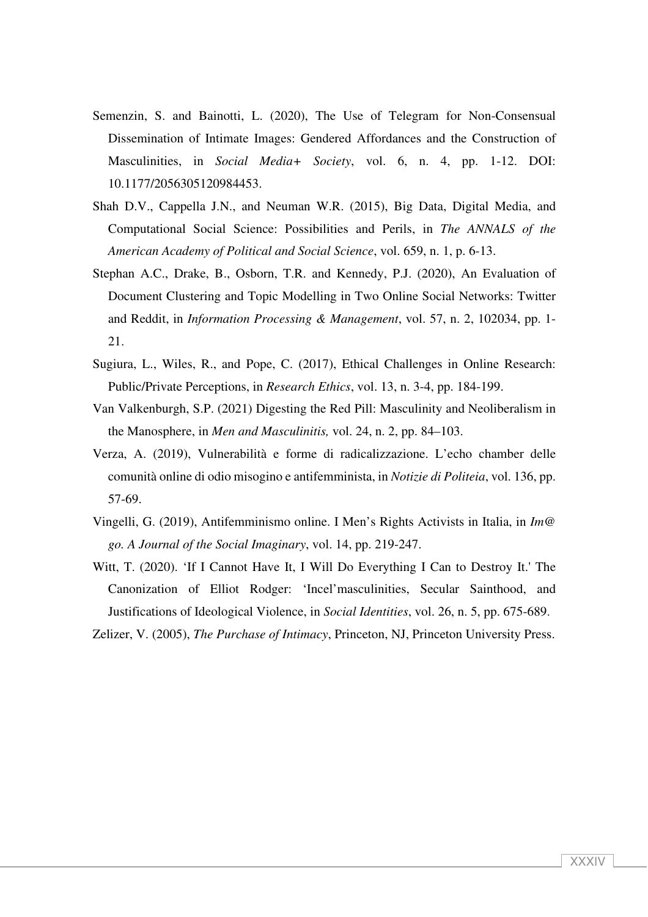Semenzin, S. and Bainotti, L. (2020), The Use of Telegram for Non-Consensual Dissemination of Intimate Images: Gendered Affordances and the Construction of Masculinities, in *Social Media+ Society*, vol. 6, n. 4, pp. 1-12. DOI: 10.1177/2056305120984453.

Shah D.V., Cappella J.N., and Neuman W.R. (2015), Big Data, Digital Media, and Computational Social Science: Possibilities and Perils, in *The ANNALS of the American Academy of Political and Social Science*, vol. 659, n. 1, p. 6-13.

Stephan A.C., Drake, B., Osborn, T.R. and Kennedy, P.J. (2020), An Evaluation of Document Clustering and Topic Modelling in Two Online Social Networks: Twitter and Reddit, in *Information Processing & Management*, vol. 57, n. 2, 102034, pp. 1-21.

Sugiura, L., Wiles, R., and Pope, C. (2017), Ethical Challenges in Online Research: Public/Private Perceptions, in *Research Ethics*, vol. 13, n. 3-4, pp. 184-199.

Van Valkenburgh, S.P. (2021) Digesting the Red Pill: Masculinity and Neoliberalism in the Manosphere, in *Men and Masculinitis,* vol. 24, n. 2, pp. 84–103.

Verza, A. (2019), Vulnerabilità e forme di radicalizzazione. L'echo chamber delle comunità online di odio misogino e antifemminista, in *Notizie di Politeia*, vol. 136, pp. 57-69.

Vingelli, G. (2019), Antifemminismo online. I Men's Rights Activists in Italia, in *Im@ go. A Journal of the Social Imaginary*, vol. 14, pp. 219-247.

Witt, T. (2020). 'If I Cannot Have It, I Will Do Everything I Can to Destroy It.' The Canonization of Elliot Rodger: 'Incel'masculinities, Secular Sainthood, and Justifications of Ideological Violence, in *Social Identities*, vol. 26, n. 5, pp. 675-689.

Zelizer, V. (2005), *The Purchase of Intimacy*, Princeton, NJ, Princeton University Press.